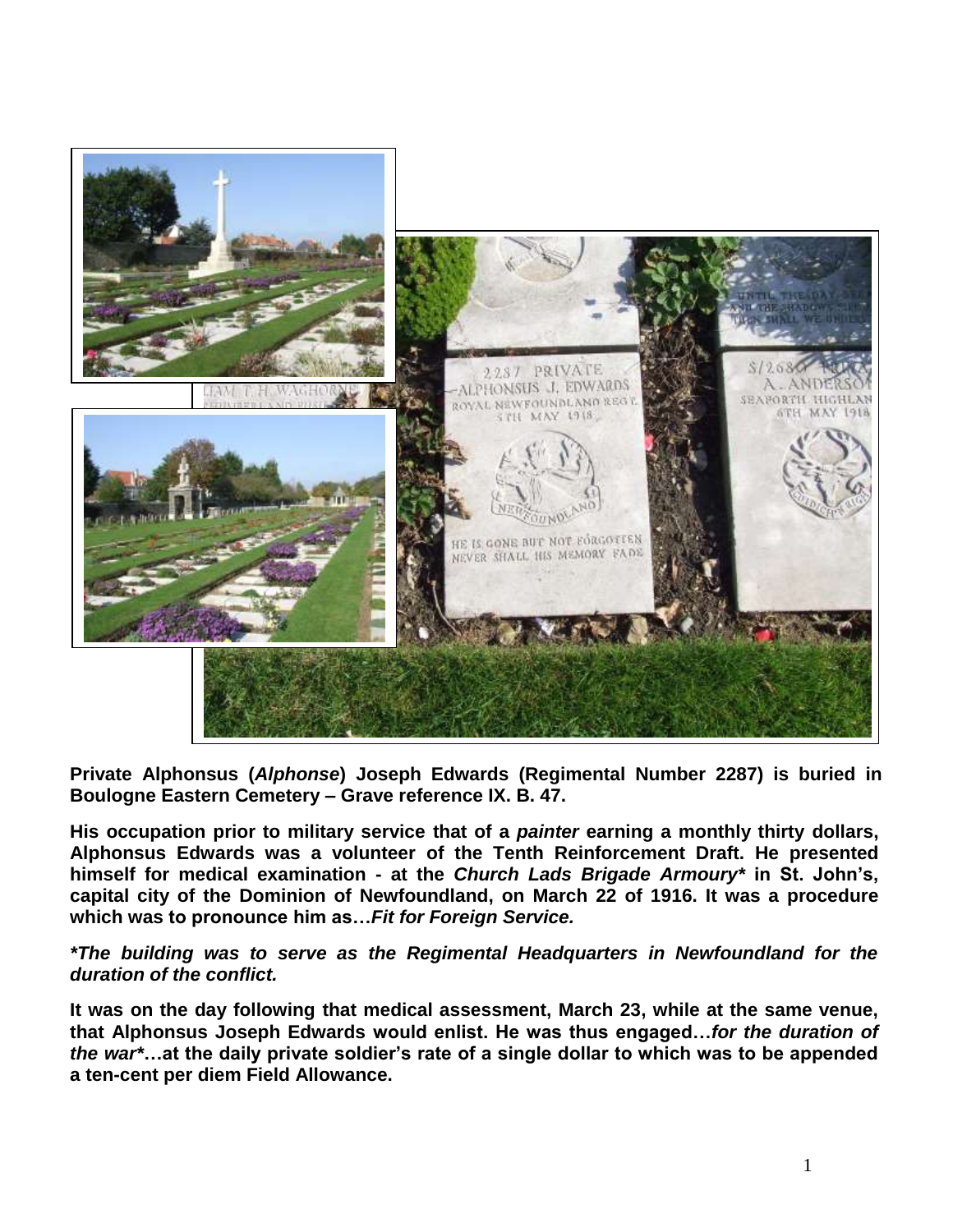**Private Alphonsus (*Alphonse*) Joseph Edwards (Regimental Number 2287) is buried in Boulogne Eastern Cemetery – Grave reference IX. B. 47.**

**His occupation prior to military service that of a *painter* earning a monthly thirty dollars, Alphonsus Edwards was a volunteer of the Tenth Reinforcement Draft. He presented himself for medical examination - at the *Church Lads Brigade Armoury** in St. John's, capital city of the Dominion of Newfoundland, on March 22 of 1916. It was a procedure which was to pronounce him as…*Fit for Foreign Service.***

***\*The building was to serve as the Regimental Headquarters in Newfoundland for the duration of the conflict.***

**It was on the day following that medical assessment, March 23, while at the same venue, that Alphonsus Joseph Edwards would enlist. He was thus engaged…*for the duration of the war****…at the daily private soldier's rate of a single dollar to which was to be appended a ten-cent per diem Field Allowance.**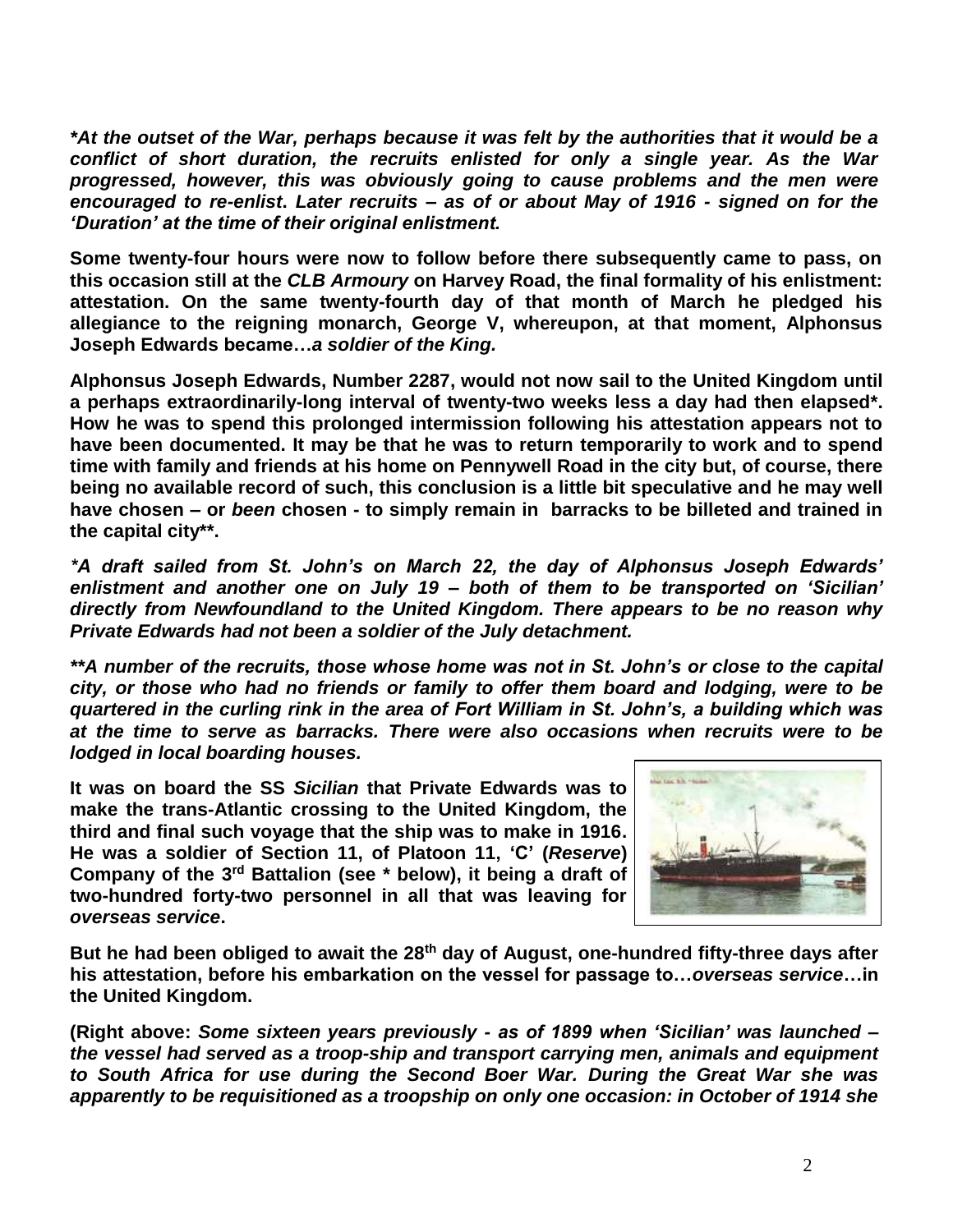***At the outset of the War, perhaps because it was felt by the authorities that it would be a conflict of short duration, the recruits enlisted for only a single year. As the War progressed, however, this was obviously going to cause problems and the men were encouraged to re-enlist. Later recruits – as of or about May of 1916 - signed on for the 'Duration' at the time of their original enlistment.***

**Some twenty-four hours were now to follow before there subsequently came to pass, on this occasion still at the *CLB Armoury* on Harvey Road, the final formality of his enlistment: attestation. On the same twenty-fourth day of that month of March he pledged his allegiance to the reigning monarch, George V, whereupon, at that moment, Alphonsus Joseph Edwards became…*a soldier of the King.***

**Alphonsus Joseph Edwards, Number 2287, would not now sail to the United Kingdom until a perhaps extraordinarily-long interval of twenty-two weeks less a day had then elapsed*. How he was to spend this prolonged intermission following his attestation appears not to have been documented. It may be that he was to return temporarily to work and to spend time with family and friends at his home on Pennywell Road in the city but, of course, there being no available record of such, this conclusion is a little bit speculative and he may well have chosen – or *been* chosen - to simply remain in barracks to be billeted and trained in the capital city\*\*.**

***A draft sailed from St. John's on March 22, the day of Alphonsus Joseph Edwards' enlistment and another one on July 19 – both of them to be transported on 'Sicilian' directly from Newfoundland to the United Kingdom. There appears to be no reason why Private Edwards had not been a soldier of the July detachment.***

*****A number of the recruits, those whose home was not in St. John's or close to the capital city, or those who had no friends or family to offer them board and lodging, were to be quartered in the curling rink in the area of Fort William in St. John's, a building which was at the time to serve as barracks. There were also occasions when recruits were to be lodged in local boarding houses.***

**It was on board the SS *Sicilian* that Private Edwards was to make the trans-Atlantic crossing to the United Kingdom, the third and final such voyage that the ship was to make in 1916. He was a soldier of Section 11, of Platoon 11, 'C' (*Reserve*) Company of the 3rd Battalion (see * below), it being a draft of two-hundred forty-two personnel in all that was leaving for *overseas service*.**

**But he had been obliged to await the 28th day of August, one-hundred fifty-three days after his attestation, before his embarkation on the vessel for passage to…*overseas service*…in the United Kingdom.**

**(Right above: *Some sixteen years previously - as of 1899 when 'Sicilian' was launched – the vessel had served as a troop-ship and transport carrying men, animals and equipment to South Africa for use during the Second Boer War. During the Great War she was apparently to be requisitioned as a troopship on only one occasion: in October of 1914 she***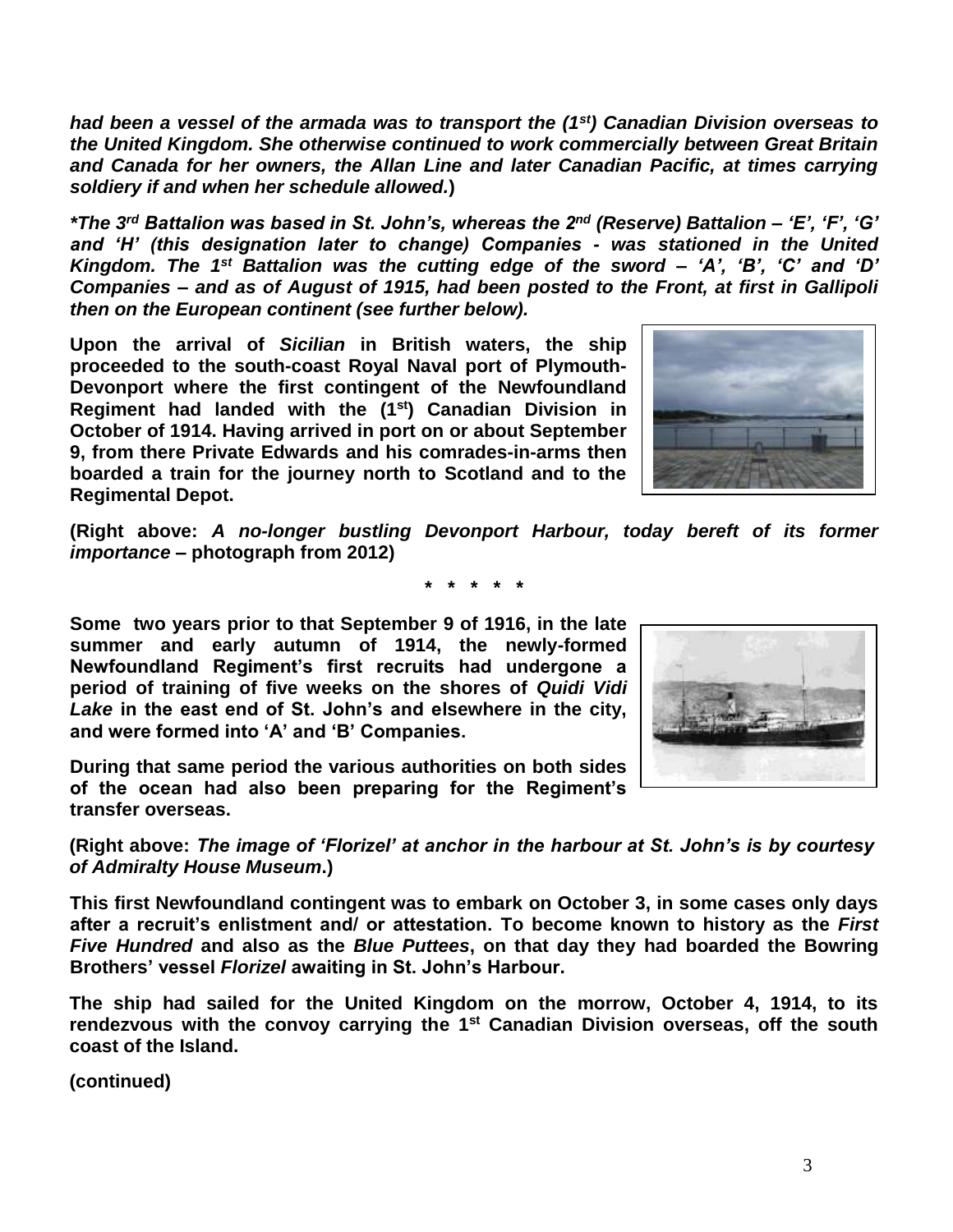***had been a vessel of the armada was to transport the (1st) Canadian Division overseas to the United Kingdom. She otherwise continued to work commercially between Great Britain and Canada for her owners, the Allan Line and later Canadian Pacific, at times carrying soldiery if and when her schedule allowed.*)**

***\*The 3rd Battalion was based in St. John's, whereas the 2nd (Reserve) Battalion – 'E', 'F', 'G' and 'H' (this designation later to change) Companies - was stationed in the United Kingdom. The 1st Battalion was the cutting edge of the sword – 'A', 'B', 'C' and 'D' Companies – and as of August of 1915, had been posted to the Front, at first in Gallipoli then on the European continent (see further below).***

**Upon the arrival of *Sicilian* in British waters, the ship proceeded to the south-coast Royal Naval port of Plymouth-Devonport where the first contingent of the Newfoundland Regiment had landed with the (1st) Canadian Division in October of 1914. Having arrived in port on or about September 9, from there Private Edwards and his comrades-in-arms then boarded a train for the journey north to Scotland and to the Regimental Depot.**

**(Right above: *A no-longer bustling Devonport Harbour, today bereft of its former importance* – photograph from 2012)**

**\* \* \* \* \***

**Some two years prior to that September 9 of 1916, in the late summer and early autumn of 1914, the newly-formed Newfoundland Regiment's first recruits had undergone a period of training of five weeks on the shores of *Quidi Vidi Lake* in the east end of St. John's and elsewhere in the city, and were formed into 'A' and 'B' Companies.**

**During that same period the various authorities on both sides of the ocean had also been preparing for the Regiment's transfer overseas.**

**(Right above: *The image of 'Florizel' at anchor in the harbour at St. John's is by courtesy of Admiralty House Museum*.)**

**This first Newfoundland contingent was to embark on October 3, in some cases only days after a recruit's enlistment and/ or attestation. To become known to history as the *First Five Hundred* and also as the *Blue Puttees*, on that day they had boarded the Bowring Brothers' vessel *Florizel* awaiting in St. John's Harbour.**

**The ship had sailed for the United Kingdom on the morrow, October 4, 1914, to its rendezvous with the convoy carrying the 1st Canadian Division overseas, off the south coast of the Island.**

**(continued)**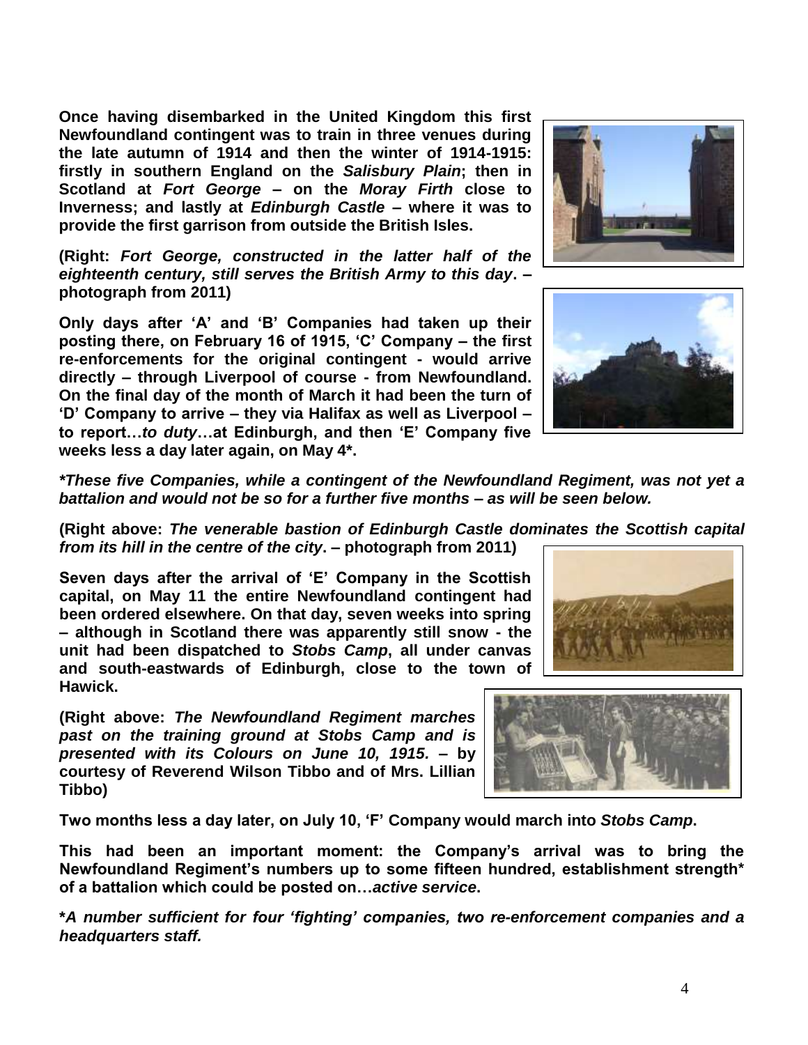**Once having disembarked in the United Kingdom this first Newfoundland contingent was to train in three venues during the late autumn of 1914 and then the winter of 1914-1915: firstly in southern England on the *Salisbury Plain*; then in Scotland at *Fort George* – on the *Moray Firth* close to Inverness; and lastly at *Edinburgh Castle* – where it was to provide the first garrison from outside the British Isles.**

**(Right: *Fort George, constructed in the latter half of the eighteenth century, still serves the British Army to this day*. – photograph from 2011)**

**Only days after 'A' and 'B' Companies had taken up their posting there, on February 16 of 1915, 'C' Company – the first re-enforcements for the original contingent - would arrive directly – through Liverpool of course - from Newfoundland. On the final day of the month of March it had been the turn of 'D' Company to arrive – they via Halifax as well as Liverpool – to report…*to duty*…at Edinburgh, and then 'E' Company five weeks less a day later again, on May 4*.**

***These five Companies, while a contingent of the Newfoundland Regiment, was not yet a battalion and would not be so for a further five months – as will be seen below.***

**(Right above: *The venerable bastion of Edinburgh Castle dominates the Scottish capital from its hill in the centre of the city*. – photograph from 2011)**

**Seven days after the arrival of 'E' Company in the Scottish capital, on May 11 the entire Newfoundland contingent had been ordered elsewhere. On that day, seven weeks into spring – although in Scotland there was apparently still snow - the unit had been dispatched to *Stobs Camp*, all under canvas and south-eastwards of Edinburgh, close to the town of Hawick.**

**(Right above: *The Newfoundland Regiment marches past on the training ground at Stobs Camp and is presented with its Colours on June 10, 1915.* – by courtesy of Reverend Wilson Tibbo and of Mrs. Lillian Tibbo)**

**Two months less a day later, on July 10, 'F' Company would march into *Stobs Camp*.**

**This had been an important moment: the Company's arrival was to bring the Newfoundland Regiment's numbers up to some fifteen hundred, establishment strength* of a battalion which could be posted on…*active service*.**

***A number sufficient for four 'fighting' companies, two re-enforcement companies and a headquarters staff.***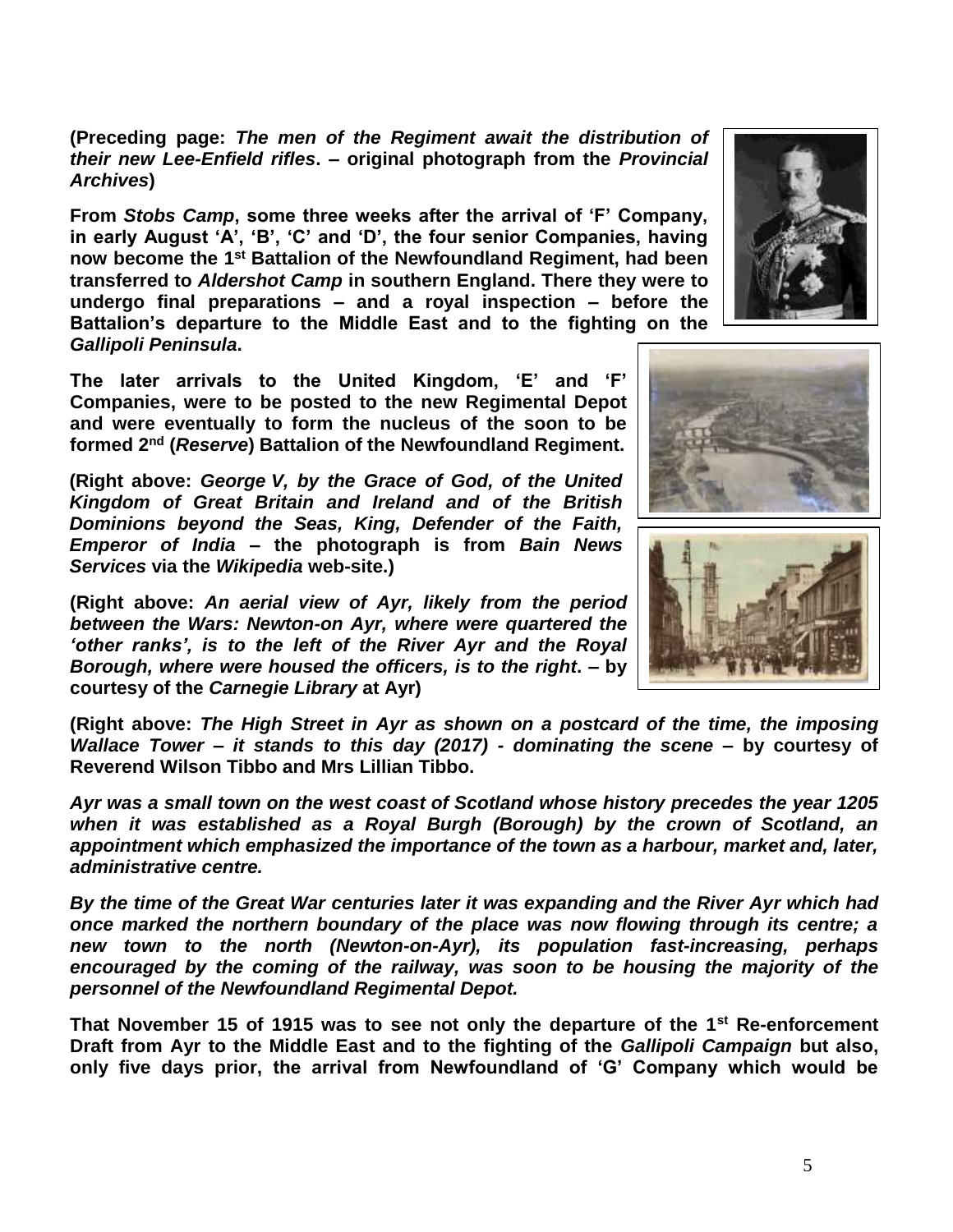**(Preceding page: *The men of the Regiment await the distribution of their new Lee-Enfield rifles*. – original photograph from the *Provincial Archives*)**

**From *Stobs Camp*, some three weeks after the arrival of 'F' Company, in early August 'A', 'B', 'C' and 'D', the four senior Companies, having now become the 1st Battalion of the Newfoundland Regiment, had been transferred to *Aldershot Camp* in southern England. There they were to undergo final preparations – and a royal inspection – before the Battalion's departure to the Middle East and to the fighting on the *Gallipoli Peninsula*.**

**The later arrivals to the United Kingdom, 'E' and 'F' Companies, were to be posted to the new Regimental Depot and were eventually to form the nucleus of the soon to be formed 2nd (*Reserve*) Battalion of the Newfoundland Regiment.**

**(Right above: *George V, by the Grace of God, of the United Kingdom of Great Britain and Ireland and of the British Dominions beyond the Seas, King, Defender of the Faith, Emperor of India* – the photograph is from *Bain News Services* via the *Wikipedia* web-site.)**

**(Right above: *An aerial view of Ayr, likely from the period between the Wars: Newton-on Ayr, where were quartered the 'other ranks', is to the left of the River Ayr and the Royal Borough, where were housed the officers, is to the right*. – by courtesy of the *Carnegie Library* at Ayr)**

**(Right above: *The High Street in Ayr as shown on a postcard of the time, the imposing Wallace Tower – it stands to this day (2017) - dominating the scene* – by courtesy of Reverend Wilson Tibbo and Mrs Lillian Tibbo.**

***Ayr was a small town on the west coast of Scotland whose history precedes the year 1205 when it was established as a Royal Burgh (Borough) by the crown of Scotland, an appointment which emphasized the importance of the town as a harbour, market and, later, administrative centre.***

***By the time of the Great War centuries later it was expanding and the River Ayr which had once marked the northern boundary of the place was now flowing through its centre; a new town to the north (Newton-on-Ayr), its population fast-increasing, perhaps encouraged by the coming of the railway, was soon to be housing the majority of the personnel of the Newfoundland Regimental Depot.***

**That November 15 of 1915 was to see not only the departure of the 1st Re-enforcement Draft from Ayr to the Middle East and to the fighting of the *Gallipoli Campaign* but also, only five days prior, the arrival from Newfoundland of 'G' Company which would be**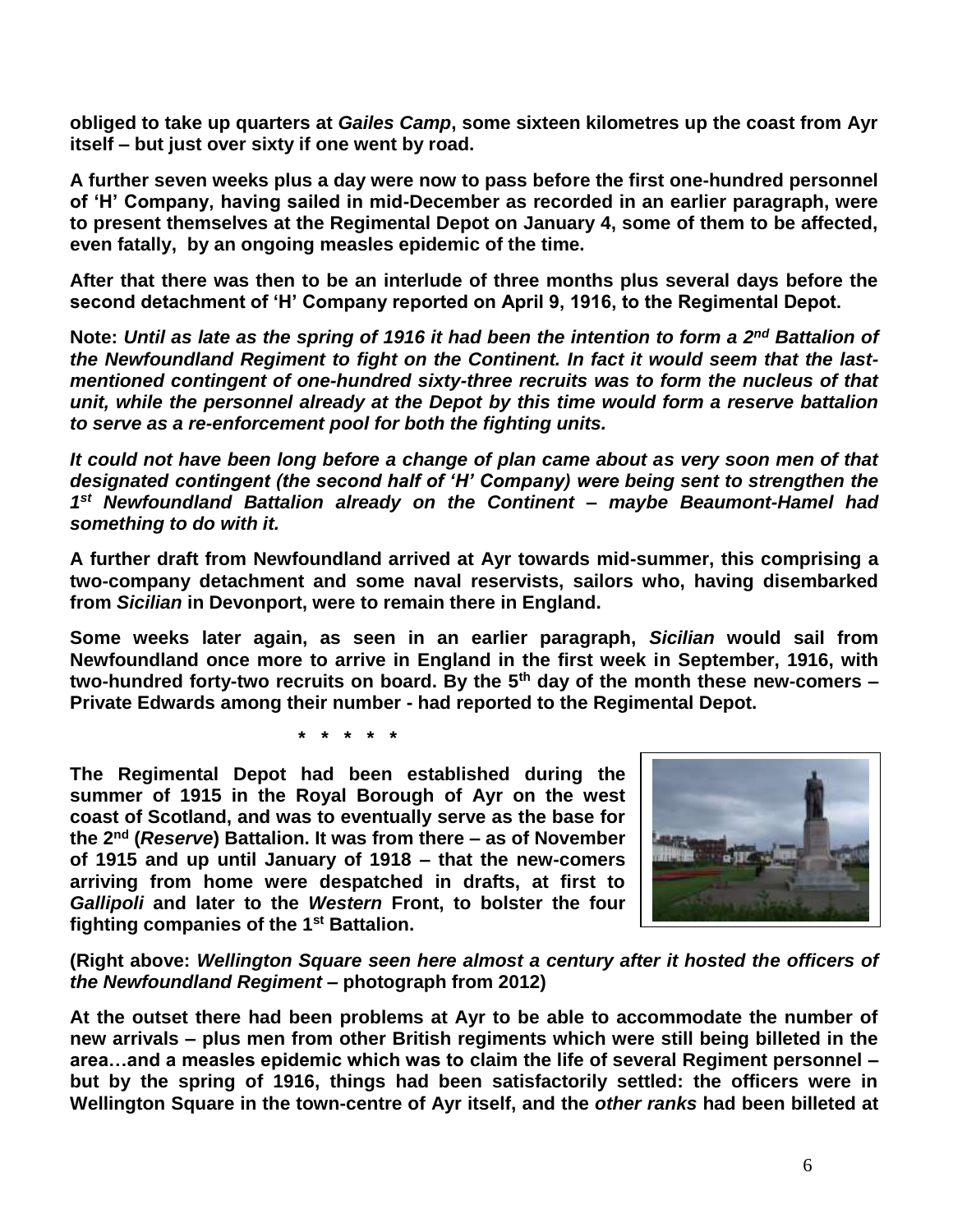**obliged to take up quarters at *Gailes Camp*, some sixteen kilometres up the coast from Ayr itself – but just over sixty if one went by road.**

**A further seven weeks plus a day were now to pass before the first one-hundred personnel of 'H' Company, having sailed in mid-December as recorded in an earlier paragraph, were to present themselves at the Regimental Depot on January 4, some of them to be affected, even fatally, by an ongoing measles epidemic of the time.**

**After that there was then to be an interlude of three months plus several days before the second detachment of 'H' Company reported on April 9, 1916, to the Regimental Depot.**

**Note:** ***Until as late as the spring of 1916 it had been the intention to form a 2nd Battalion of the Newfoundland Regiment to fight on the Continent. In fact it would seem that the last-mentioned contingent of one-hundred sixty-three recruits was to form the nucleus of that unit, while the personnel already at the Depot by this time would form a reserve battalion to serve as a re-enforcement pool for both the fighting units.***

***It could not have been long before a change of plan came about as very soon men of that designated contingent (the second half of 'H' Company) were being sent to strengthen the 1st Newfoundland Battalion already on the Continent – maybe Beaumont-Hamel had something to do with it.***

**A further draft from Newfoundland arrived at Ayr towards mid-summer, this comprising a two-company detachment and some naval reservists, sailors who, having disembarked from *Sicilian* in Devonport, were to remain there in England.**

**Some weeks later again, as seen in an earlier paragraph, *Sicilian* would sail from Newfoundland once more to arrive in England in the first week in September, 1916, with two-hundred forty-two recruits on board. By the 5th day of the month these new-comers – Private Edwards among their number - had reported to the Regimental Depot.**

**\* \* \* \* \***

**The Regimental Depot had been established during the summer of 1915 in the Royal Borough of Ayr on the west coast of Scotland, and was to eventually serve as the base for the 2nd (*Reserve*) Battalion. It was from there – as of November of 1915 and up until January of 1918 – that the new-comers arriving from home were despatched in drafts, at first to *Gallipoli* and later to the *Western* Front, to bolster the four fighting companies of the 1st Battalion.**

**(Right above: *Wellington Square seen here almost a century after it hosted the officers of the Newfoundland Regiment* – photograph from 2012)**

**At the outset there had been problems at Ayr to be able to accommodate the number of new arrivals – plus men from other British regiments which were still being billeted in the area…and a measles epidemic which was to claim the life of several Regiment personnel – but by the spring of 1916, things had been satisfactorily settled: the officers were in Wellington Square in the town-centre of Ayr itself, and the *other ranks* had been billeted at**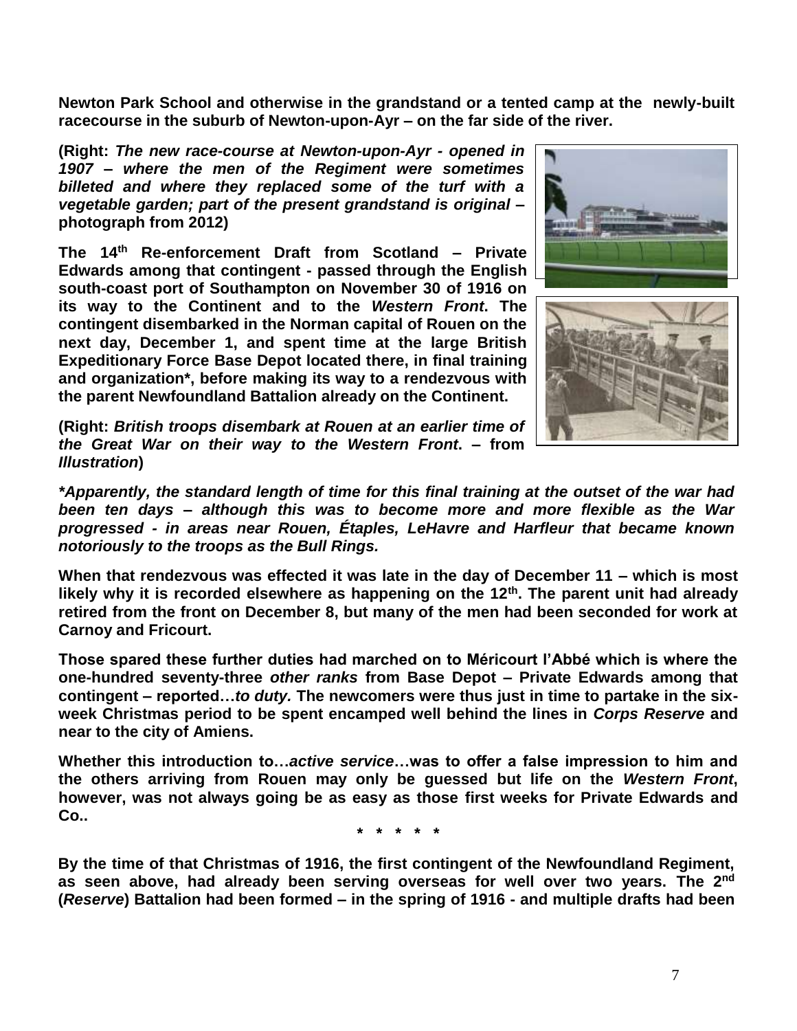**Newton Park School and otherwise in the grandstand or a tented camp at the newly-built racecourse in the suburb of Newton-upon-Ayr – on the far side of the river.**

**(Right: *The new race-course at Newton-upon-Ayr - opened in 1907 – where the men of the Regiment were sometimes billeted and where they replaced some of the turf with a vegetable garden; part of the present grandstand is original* – photograph from 2012)**

**The 14th Re-enforcement Draft from Scotland – Private Edwards among that contingent - passed through the English south-coast port of Southampton on November 30 of 1916 on its way to the Continent and to the *Western Front*. The contingent disembarked in the Norman capital of Rouen on the next day, December 1, and spent time at the large British Expeditionary Force Base Depot located there, in final training and organization*, before making its way to a rendezvous with the parent Newfoundland Battalion already on the Continent.**

**(Right: *British troops disembark at Rouen at an earlier time of the Great War on their way to the Western Front*. – from *Illustration*)**

***\*Apparently, the standard length of time for this final training at the outset of the war had been ten days – although this was to become more and more flexible as the War progressed - in areas near Rouen, Étaples, LeHavre and Harfleur that became known notoriously to the troops as the Bull Rings.***

**When that rendezvous was effected it was late in the day of December 11 – which is most likely why it is recorded elsewhere as happening on the 12th. The parent unit had already retired from the front on December 8, but many of the men had been seconded for work at Carnoy and Fricourt.**

**Those spared these further duties had marched on to Méricourt l'Abbé which is where the one-hundred seventy-three *other ranks* from Base Depot – Private Edwards among that contingent – reported…*to duty.* The newcomers were thus just in time to partake in the six-week Christmas period to be spent encamped well behind the lines in *Corps Reserve* and near to the city of Amiens.**

**Whether this introduction to…*active service*…was to offer a false impression to him and the others arriving from Rouen may only be guessed but life on the *Western Front*, however, was not always going be as easy as those first weeks for Private Edwards and Co..**

**\* \* \* \* \***

**By the time of that Christmas of 1916, the first contingent of the Newfoundland Regiment, as seen above, had already been serving overseas for well over two years. The 2nd (*Reserve*) Battalion had been formed – in the spring of 1916 - and multiple drafts had been**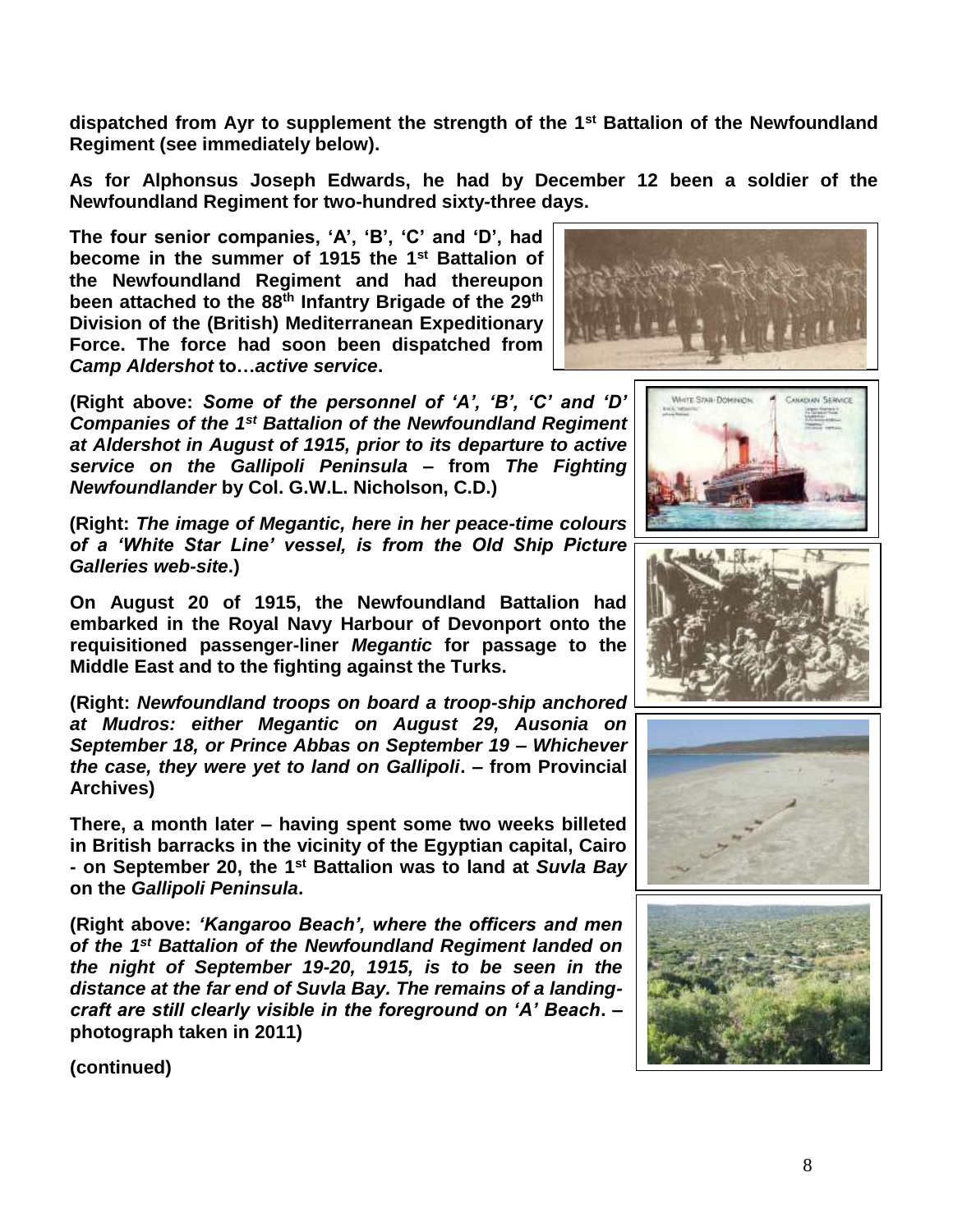**dispatched from Ayr to supplement the strength of the 1st Battalion of the Newfoundland Regiment (see immediately below).**

**As for Alphonsus Joseph Edwards, he had by December 12 been a soldier of the Newfoundland Regiment for two-hundred sixty-three days.**

**The four senior companies, 'A', 'B', 'C' and 'D', had become in the summer of 1915 the 1st Battalion of the Newfoundland Regiment and had thereupon been attached to the 88th Infantry Brigade of the 29th Division of the (British) Mediterranean Expeditionary Force. The force had soon been dispatched from *Camp Aldershot* to…*active service*.**

**(Right above: *Some of the personnel of 'A', 'B', 'C' and 'D' Companies of the 1st Battalion of the Newfoundland Regiment at Aldershot in August of 1915, prior to its departure to active service on the Gallipoli Peninsula* – from *The Fighting Newfoundlander* by Col. G.W.L. Nicholson, C.D.)**

**(Right: *The image of Megantic, here in her peace-time colours of a 'White Star Line' vessel, is from the Old Ship Picture Galleries web-site*.)**

**On August 20 of 1915, the Newfoundland Battalion had embarked in the Royal Navy Harbour of Devonport onto the requisitioned passenger-liner *Megantic* for passage to the Middle East and to the fighting against the Turks.**

**(Right: *Newfoundland troops on board a troop-ship anchored at Mudros: either Megantic on August 29, Ausonia on September 18, or Prince Abbas on September 19 – Whichever the case, they were yet to land on Gallipoli*. – from Provincial Archives)**

**There, a month later – having spent some two weeks billeted in British barracks in the vicinity of the Egyptian capital, Cairo - on September 20, the 1st Battalion was to land at *Suvla Bay* on the *Gallipoli Peninsula*.**

**(Right above: *'Kangaroo Beach', where the officers and men of the 1st Battalion of the Newfoundland Regiment landed on the night of September 19-20, 1915, is to be seen in the distance at the far end of Suvla Bay. The remains of a landing-craft are still clearly visible in the foreground on 'A' Beach*. – photograph taken in 2011)**

**(continued)**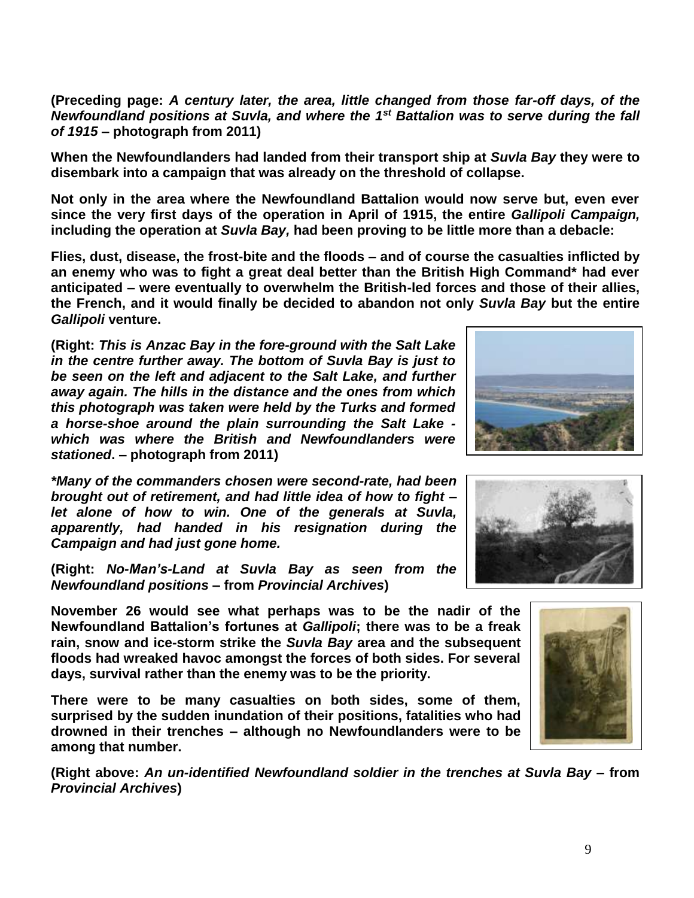**(Preceding page:** ***A century later, the area, little changed from those far-off days, of the Newfoundland positions at Suvla, and where the 1st Battalion was to serve during the fall of 1915*** **– photograph from 2011)**

**When the Newfoundlanders had landed from their transport ship at *Suvla Bay* they were to disembark into a campaign that was already on the threshold of collapse.**

**Not only in the area where the Newfoundland Battalion would now serve but, even ever since the very first days of the operation in April of 1915, the entire *Gallipoli Campaign,* including the operation at *Suvla Bay,* had been proving to be little more than a debacle:**

**Flies, dust, disease, the frost-bite and the floods – and of course the casualties inflicted by an enemy who was to fight a great deal better than the British High Command* had ever anticipated – were eventually to overwhelm the British-led forces and those of their allies, the French, and it would finally be decided to abandon not only *Suvla Bay* but the entire *Gallipoli* venture.**

**(Right:** ***This is Anzac Bay in the fore-ground with the Salt Lake in the centre further away. The bottom of Suvla Bay is just to be seen on the left and adjacent to the Salt Lake, and further away again. The hills in the distance and the ones from which this photograph was taken were held by the Turks and formed a horse-shoe around the plain surrounding the Salt Lake - which was where the British and Newfoundlanders were stationed*****. – photograph from 2011)**

***\*Many of the commanders chosen were second-rate, had been brought out of retirement, and had little idea of how to fight – let alone of how to win. One of the generals at Suvla, apparently, had handed in his resignation during the Campaign and had just gone home.***

**(Right:** ***No-Man's-Land at Suvla Bay as seen from the Newfoundland positions*** **– from *Provincial Archives*)**

**November 26 would see what perhaps was to be the nadir of the Newfoundland Battalion's fortunes at *Gallipoli*; there was to be a freak rain, snow and ice-storm strike the *Suvla Bay* area and the subsequent floods had wreaked havoc amongst the forces of both sides. For several days, survival rather than the enemy was to be the priority.**

**There were to be many casualties on both sides, some of them, surprised by the sudden inundation of their positions, fatalities who had drowned in their trenches – although no Newfoundlanders were to be among that number.**

**(Right above:** ***An un-identified Newfoundland soldier in the trenches at Suvla Bay*** **– from *Provincial Archives*)**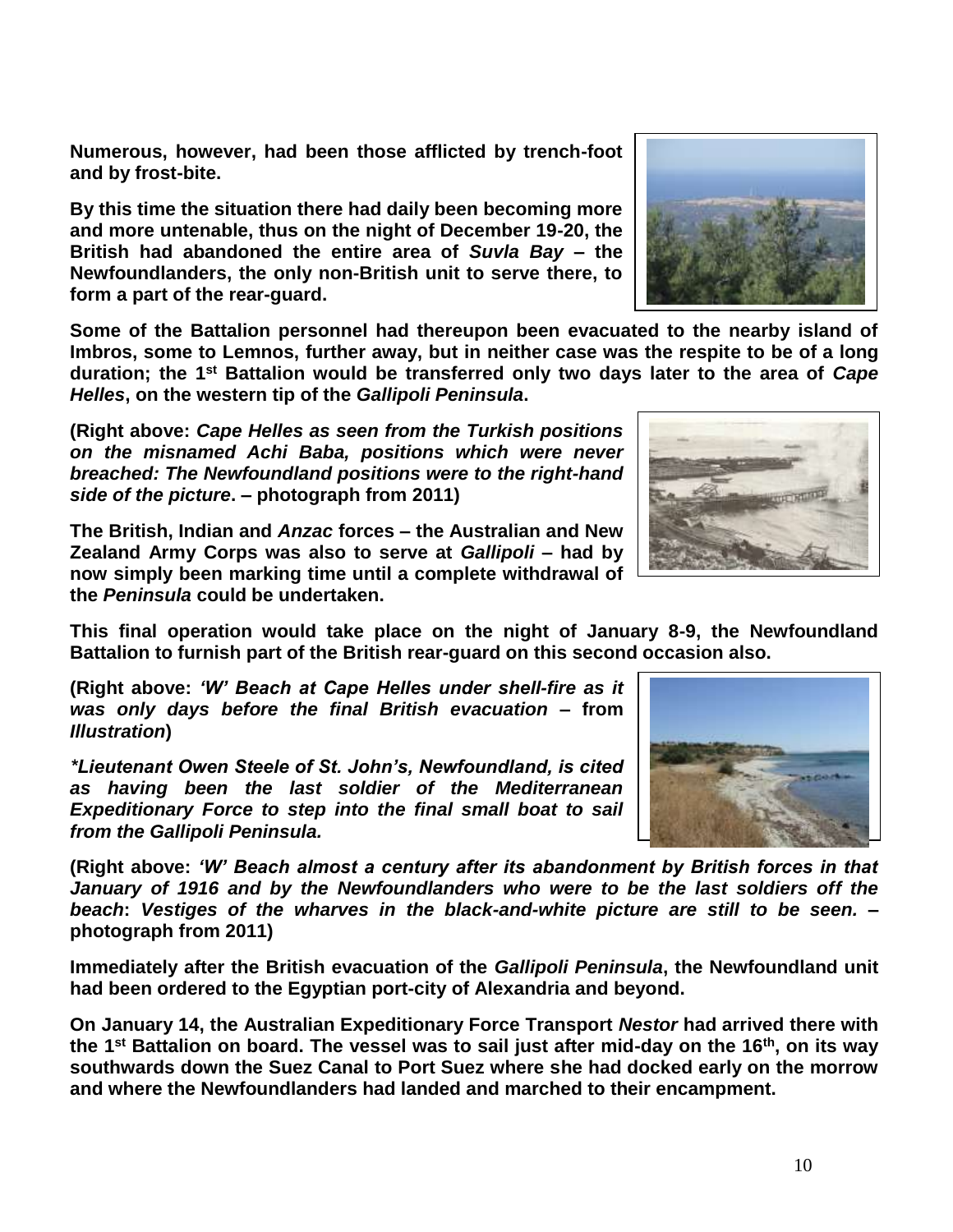**Numerous, however, had been those afflicted by trench-foot and by frost-bite.**

**By this time the situation there had daily been becoming more and more untenable, thus on the night of December 19-20, the British had abandoned the entire area of *Suvla Bay* – the Newfoundlanders, the only non-British unit to serve there, to form a part of the rear-guard.**

**Some of the Battalion personnel had thereupon been evacuated to the nearby island of Imbros, some to Lemnos, further away, but in neither case was the respite to be of a long duration; the 1st Battalion would be transferred only two days later to the area of *Cape Helles*, on the western tip of the *Gallipoli Peninsula*.**

**(Right above: *Cape Helles as seen from the Turkish positions on the misnamed Achi Baba, positions which were never breached: The Newfoundland positions were to the right-hand side of the picture*. – photograph from 2011)**

**The British, Indian and *Anzac* forces – the Australian and New Zealand Army Corps was also to serve at *Gallipoli* – had by now simply been marking time until a complete withdrawal of the *Peninsula* could be undertaken.**

**This final operation would take place on the night of January 8-9, the Newfoundland Battalion to furnish part of the British rear-guard on this second occasion also.**

**(Right above: *'W' Beach at Cape Helles under shell-fire as it was only days before the final British evacuation* – from *Illustration*)**

***\*Lieutenant Owen Steele of St. John's, Newfoundland, is cited as having been the last soldier of the Mediterranean Expeditionary Force to step into the final small boat to sail from the Gallipoli Peninsula.***

**(Right above: *'W' Beach almost a century after its abandonment by British forces in that January of 1916 and by the Newfoundlanders who were to be the last soldiers off the beach*: *Vestiges of the wharves in the black-and-white picture are still to be seen.* – photograph from 2011)**

**Immediately after the British evacuation of the *Gallipoli Peninsula*, the Newfoundland unit had been ordered to the Egyptian port-city of Alexandria and beyond.**

**On January 14, the Australian Expeditionary Force Transport *Nestor* had arrived there with the 1st Battalion on board. The vessel was to sail just after mid-day on the 16th, on its way southwards down the Suez Canal to Port Suez where she had docked early on the morrow and where the Newfoundlanders had landed and marched to their encampment.**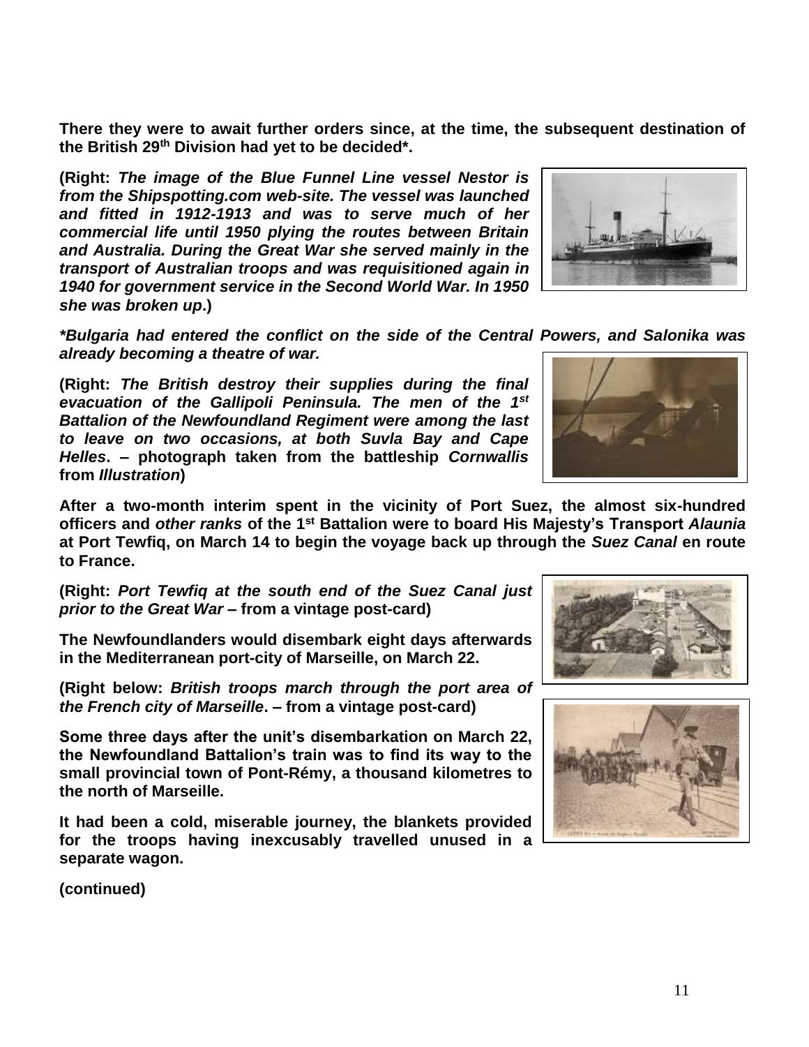**There they were to await further orders since, at the time, the subsequent destination of the British 29th Division had yet to be decided*.**

**(Right: *The image of the Blue Funnel Line vessel Nestor is from the Shipspotting.com web-site. The vessel was launched and fitted in 1912-1913 and was to serve much of her commercial life until 1950 plying the routes between Britain and Australia. During the Great War she served mainly in the transport of Australian troops and was requisitioned again in 1940 for government service in the Second World War. In 1950 she was broken up*.)**

***Bulgaria had entered the conflict on the side of the Central Powers, and Salonika was already becoming a theatre of war.***

**(Right: *The British destroy their supplies during the final evacuation of the Gallipoli Peninsula. The men of the 1st Battalion of the Newfoundland Regiment were among the last to leave on two occasions, at both Suvla Bay and Cape Helles*. – photograph taken from the battleship *Cornwallis* from *Illustration*)**

**After a two-month interim spent in the vicinity of Port Suez, the almost six-hundred officers and *other ranks* of the 1st Battalion were to board His Majesty's Transport *Alaunia* at Port Tewfiq, on March 14 to begin the voyage back up through the *Suez Canal* en route to France.**

**(Right: *Port Tewfiq at the south end of the Suez Canal just prior to the Great War* – from a vintage post-card)**

**The Newfoundlanders would disembark eight days afterwards in the Mediterranean port-city of Marseille, on March 22.**

**(Right below: *British troops march through the port area of the French city of Marseille*. – from a vintage post-card)**

**Some three days after the unit's disembarkation on March 22, the Newfoundland Battalion's train was to find its way to the small provincial town of Pont-Rémy, a thousand kilometres to the north of Marseille.**

**It had been a cold, miserable journey, the blankets provided for the troops having inexcusably travelled unused in a separate wagon.**

**(continued)**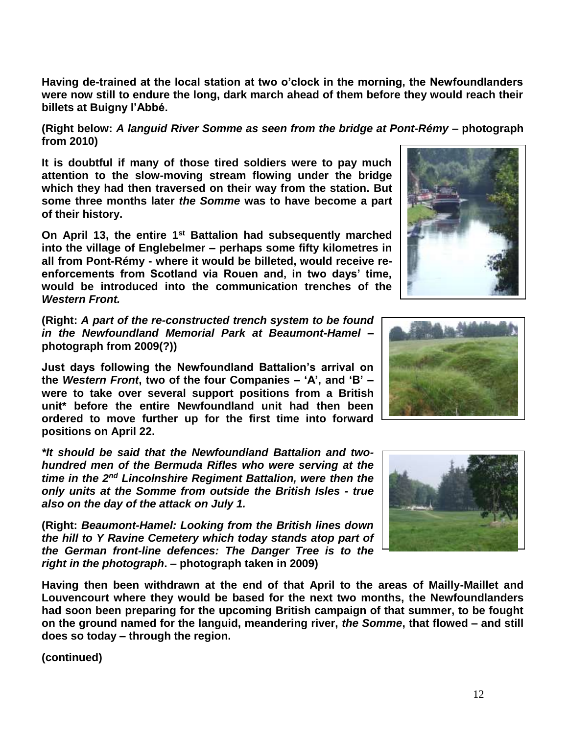**Having de-trained at the local station at two o'clock in the morning, the Newfoundlanders were now still to endure the long, dark march ahead of them before they would reach their billets at Buigny l'Abbé.**

**(Right below:** ***A languid River Somme as seen from the bridge at Pont-Rémy*** **– photograph from 2010)**

**It is doubtful if many of those tired soldiers were to pay much attention to the slow-moving stream flowing under the bridge which they had then traversed on their way from the station. But some three months later** ***the Somme*** **was to have become a part of their history.**

**On April 13, the entire 1st Battalion had subsequently marched into the village of Englebelmer – perhaps some fifty kilometres in all from Pont-Rémy - where it would be billeted, would receive re-enforcements from Scotland via Rouen and, in two days' time, would be introduced into the communication trenches of the** ***Western Front.***

**(Right:** ***A part of the re-constructed trench system to be found in the Newfoundland Memorial Park at Beaumont-Hamel*** **– photograph from 2009(?))**

**Just days following the Newfoundland Battalion's arrival on the** ***Western Front*****, two of the four Companies – 'A', and 'B' – were to take over several support positions from a British unit\* before the entire Newfoundland unit had then been ordered to move further up for the first time into forward positions on April 22.**

***\*It should be said that the Newfoundland Battalion and two-hundred men of the Bermuda Rifles who were serving at the time in the 2nd Lincolnshire Regiment Battalion, were then the only units at the Somme from outside the British Isles - true also on the day of the attack on July 1.***

**(Right:** ***Beaumont-Hamel: Looking from the British lines down the hill to Y Ravine Cemetery which today stands atop part of the German front-line defences: The Danger Tree is to the right in the photograph*****. – photograph taken in 2009)**

**Having then been withdrawn at the end of that April to the areas of Mailly-Maillet and Louvencourt where they would be based for the next two months, the Newfoundlanders had soon been preparing for the upcoming British campaign of that summer, to be fought on the ground named for the languid, meandering river,** ***the Somme*****, that flowed – and still does so today – through the region.**

**(continued)**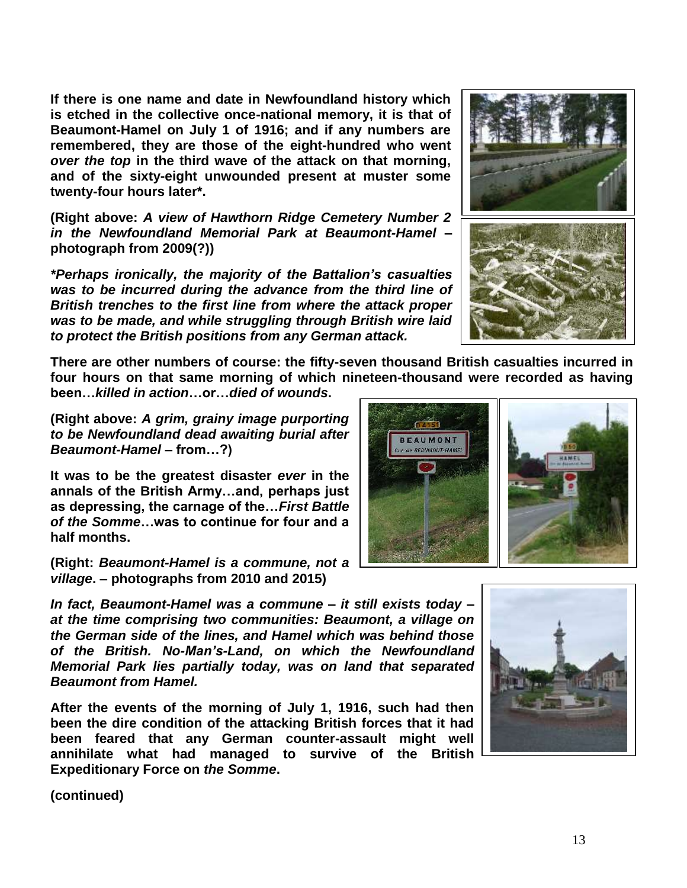**If there is one name and date in Newfoundland history which is etched in the collective once-national memory, it is that of Beaumont-Hamel on July 1 of 1916; and if any numbers are remembered, they are those of the eight-hundred who went *over the top* in the third wave of the attack on that morning, and of the sixty-eight unwounded present at muster some twenty-four hours later\*.**

**(Right above: *A view of Hawthorn Ridge Cemetery Number 2 in the Newfoundland Memorial Park at Beaumont-Hamel* – photograph from 2009(?))**

***\*Perhaps ironically, the majority of the Battalion's casualties was to be incurred during the advance from the third line of British trenches to the first line from where the attack proper was to be made, and while struggling through British wire laid to protect the British positions from any German attack.***

**There are other numbers of course: the fifty-seven thousand British casualties incurred in four hours on that same morning of which nineteen-thousand were recorded as having been…*killed in action*…or…*died of wounds*.**

**(Right above: *A grim, grainy image purporting to be Newfoundland dead awaiting burial after Beaumont-Hamel* – from…?)**

**It was to be the greatest disaster *ever* in the annals of the British Army…and, perhaps just as depressing, the carnage of the…*First Battle of the Somme*…was to continue for four and a half months.**

**(Right: *Beaumont-Hamel is a commune, not a village*. – photographs from 2010 and 2015)**

***In fact, Beaumont-Hamel was a commune – it still exists today – at the time comprising two communities: Beaumont, a village on the German side of the lines, and Hamel which was behind those of the British. No-Man's-Land, on which the Newfoundland Memorial Park lies partially today, was on land that separated Beaumont from Hamel.***

**After the events of the morning of July 1, 1916, such had then been the dire condition of the attacking British forces that it had been feared that any German counter-assault might well annihilate what had managed to survive of the British Expeditionary Force on *the Somme*.**

**(continued)**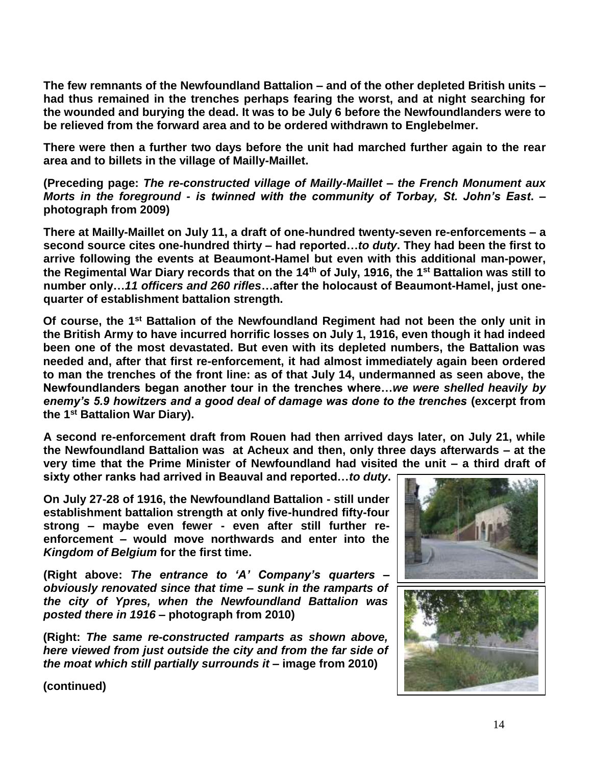**The few remnants of the Newfoundland Battalion – and of the other depleted British units – had thus remained in the trenches perhaps fearing the worst, and at night searching for the wounded and burying the dead. It was to be July 6 before the Newfoundlanders were to be relieved from the forward area and to be ordered withdrawn to Englebelmer.**

**There were then a further two days before the unit had marched further again to the rear area and to billets in the village of Mailly-Maillet.**

**(Preceding page: *The re-constructed village of Mailly-Maillet – the French Monument aux Morts in the foreground - is twinned with the community of Torbay, St. John's East*. – photograph from 2009)**

**There at Mailly-Maillet on July 11, a draft of one-hundred twenty-seven re-enforcements – a second source cites one-hundred thirty – had reported…*to duty*. They had been the first to arrive following the events at Beaumont-Hamel but even with this additional man-power, the Regimental War Diary records that on the 14th of July, 1916, the 1st Battalion was still to number only…*11 officers and 260 rifles*…after the holocaust of Beaumont-Hamel, just one-quarter of establishment battalion strength.**

**Of course, the 1st Battalion of the Newfoundland Regiment had not been the only unit in the British Army to have incurred horrific losses on July 1, 1916, even though it had indeed been one of the most devastated. But even with its depleted numbers, the Battalion was needed and, after that first re-enforcement, it had almost immediately again been ordered to man the trenches of the front line: as of that July 14, undermanned as seen above, the Newfoundlanders began another tour in the trenches where…*we were shelled heavily by enemy's 5.9 howitzers and a good deal of damage was done to the trenches* (excerpt from the 1st Battalion War Diary).**

**A second re-enforcement draft from Rouen had then arrived days later, on July 21, while the Newfoundland Battalion was at Acheux and then, only three days afterwards – at the very time that the Prime Minister of Newfoundland had visited the unit – a third draft of sixty other ranks had arrived in Beauval and reported…*to duty*.**

**On July 27-28 of 1916, the Newfoundland Battalion - still under establishment battalion strength at only five-hundred fifty-four strong – maybe even fewer - even after still further re-enforcement – would move northwards and enter into the *Kingdom of Belgium* for the first time.**

**(Right above: *The entrance to 'A' Company's quarters – obviously renovated since that time – sunk in the ramparts of the city of Ypres, when the Newfoundland Battalion was posted there in 1916* – photograph from 2010)**

**(Right: *The same re-constructed ramparts as shown above, here viewed from just outside the city and from the far side of the moat which still partially surrounds it* – image from 2010)**

**(continued)**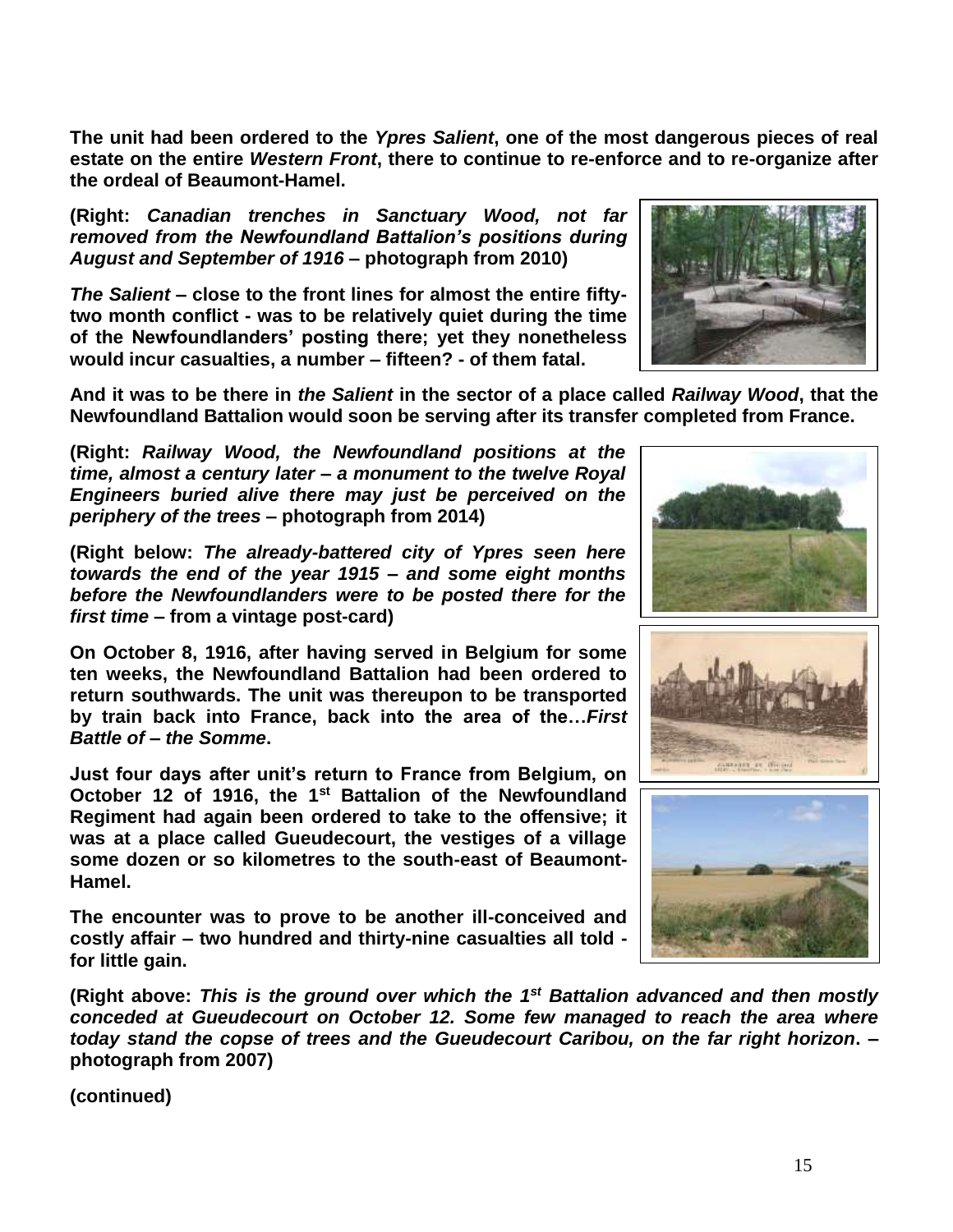**The unit had been ordered to the *Ypres Salient*, one of the most dangerous pieces of real estate on the entire *Western Front*, there to continue to re-enforce and to re-organize after the ordeal of Beaumont-Hamel.**

**(Right: *Canadian trenches in Sanctuary Wood, not far removed from the Newfoundland Battalion's positions during August and September of 1916* – photograph from 2010)**

***The Salient* – close to the front lines for almost the entire fifty-two month conflict - was to be relatively quiet during the time of the Newfoundlanders' posting there; yet they nonetheless would incur casualties, a number – fifteen? - of them fatal.**

**And it was to be there in *the Salient* in the sector of a place called *Railway Wood*, that the Newfoundland Battalion would soon be serving after its transfer completed from France.**

**(Right: *Railway Wood, the Newfoundland positions at the time, almost a century later – a monument to the twelve Royal Engineers buried alive there may just be perceived on the periphery of the trees* – photograph from 2014)**

**(Right below: *The already-battered city of Ypres seen here towards the end of the year 1915 – and some eight months before the Newfoundlanders were to be posted there for the first time* – from a vintage post-card)**

**On October 8, 1916, after having served in Belgium for some ten weeks, the Newfoundland Battalion had been ordered to return southwards. The unit was thereupon to be transported by train back into France, back into the area of the…*First Battle of – the Somme*.**

**Just four days after unit's return to France from Belgium, on October 12 of 1916, the 1st Battalion of the Newfoundland Regiment had again been ordered to take to the offensive; it was at a place called Gueudecourt, the vestiges of a village some dozen or so kilometres to the south-east of Beaumont-Hamel.**

**The encounter was to prove to be another ill-conceived and costly affair – two hundred and thirty-nine casualties all told - for little gain.**

**(Right above: *This is the ground over which the 1st Battalion advanced and then mostly conceded at Gueudecourt on October 12. Some few managed to reach the area where today stand the copse of trees and the Gueudecourt Caribou, on the far right horizon*. – photograph from 2007)**

**(continued)**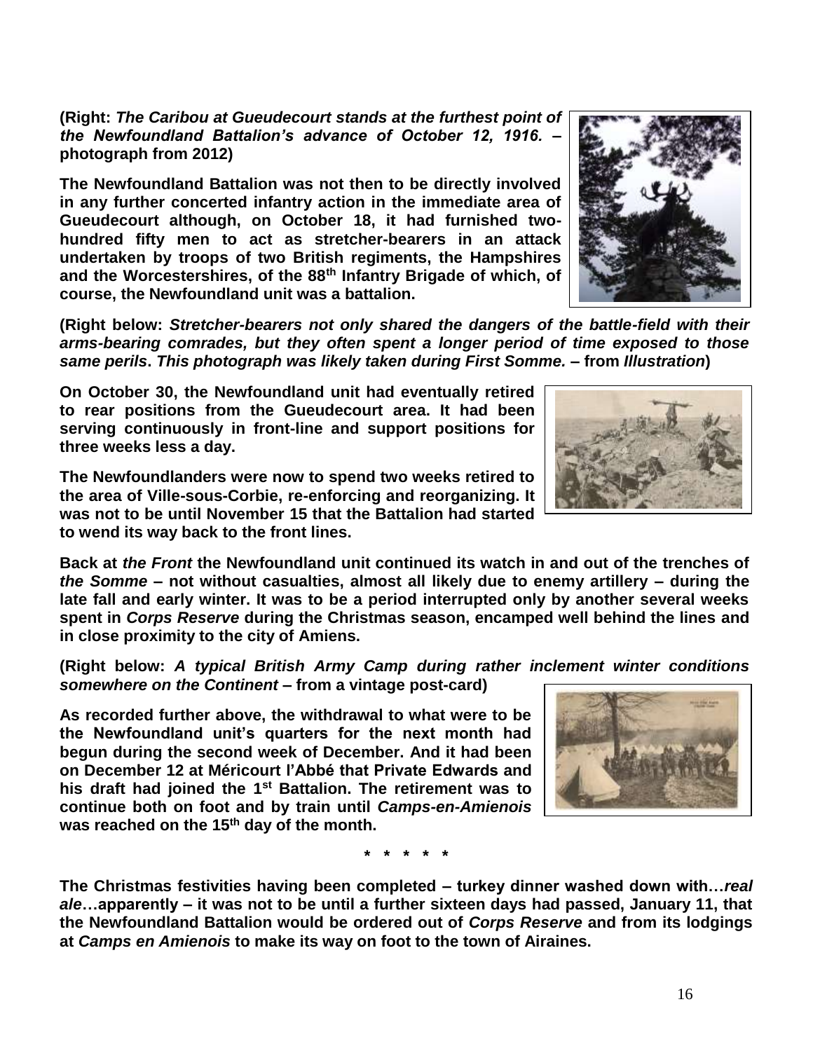**(Right: *The Caribou at Gueudecourt stands at the furthest point of the Newfoundland Battalion's advance of October 12, 1916.* – photograph from 2012)**

**The Newfoundland Battalion was not then to be directly involved in any further concerted infantry action in the immediate area of Gueudecourt although, on October 18, it had furnished two-hundred fifty men to act as stretcher-bearers in an attack undertaken by troops of two British regiments, the Hampshires and the Worcestershires, of the 88th Infantry Brigade of which, of course, the Newfoundland unit was a battalion.**

**(Right below: *Stretcher-bearers not only shared the dangers of the battle-field with their arms-bearing comrades, but they often spent a longer period of time exposed to those same perils. This photograph was likely taken during First Somme.* – from *Illustration*)**

**On October 30, the Newfoundland unit had eventually retired to rear positions from the Gueudecourt area. It had been serving continuously in front-line and support positions for three weeks less a day.**

**The Newfoundlanders were now to spend two weeks retired to the area of Ville-sous-Corbie, re-enforcing and reorganizing. It was not to be until November 15 that the Battalion had started to wend its way back to the front lines.**

**Back at *the Front* the Newfoundland unit continued its watch in and out of the trenches of *the Somme* – not without casualties, almost all likely due to enemy artillery – during the late fall and early winter. It was to be a period interrupted only by another several weeks spent in *Corps Reserve* during the Christmas season, encamped well behind the lines and in close proximity to the city of Amiens.**

**(Right below: *A typical British Army Camp during rather inclement winter conditions somewhere on the Continent* – from a vintage post-card)**

**As recorded further above, the withdrawal to what were to be the Newfoundland unit's quarters for the next month had begun during the second week of December. And it had been on December 12 at Méricourt l'Abbé that Private Edwards and his draft had joined the 1st Battalion. The retirement was to continue both on foot and by train until *Camps-en-Amienois* was reached on the 15th day of the month.**

**\* \* \* \* \***

**The Christmas festivities having been completed – turkey dinner washed down with…*real ale*…apparently – it was not to be until a further sixteen days had passed, January 11, that the Newfoundland Battalion would be ordered out of *Corps Reserve* and from its lodgings at *Camps en Amienois* to make its way on foot to the town of Airaines.**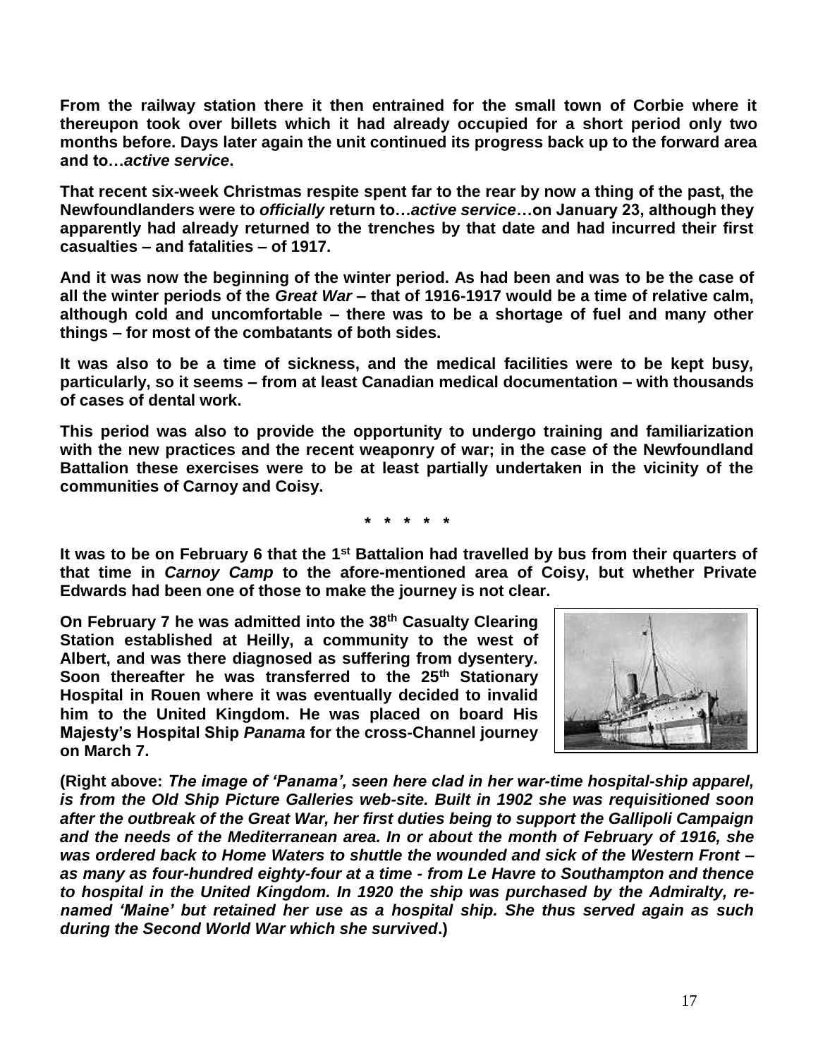**From the railway station there it then entrained for the small town of Corbie where it thereupon took over billets which it had already occupied for a short period only two months before. Days later again the unit continued its progress back up to the forward area and to…*active service*.**

**That recent six-week Christmas respite spent far to the rear by now a thing of the past, the Newfoundlanders were to *officially* return to…*active service*…on January 23, although they apparently had already returned to the trenches by that date and had incurred their first casualties – and fatalities – of 1917.**

**And it was now the beginning of the winter period. As had been and was to be the case of all the winter periods of the *Great War* – that of 1916-1917 would be a time of relative calm, although cold and uncomfortable – there was to be a shortage of fuel and many other things – for most of the combatants of both sides.**

**It was also to be a time of sickness, and the medical facilities were to be kept busy, particularly, so it seems – from at least Canadian medical documentation – with thousands of cases of dental work.**

**This period was also to provide the opportunity to undergo training and familiarization with the new practices and the recent weaponry of war; in the case of the Newfoundland Battalion these exercises were to be at least partially undertaken in the vicinity of the communities of Carnoy and Coisy.**

**\* \* \* \* \***

**It was to be on February 6 that the 1st Battalion had travelled by bus from their quarters of that time in *Carnoy Camp* to the afore-mentioned area of Coisy, but whether Private Edwards had been one of those to make the journey is not clear.**

**On February 7 he was admitted into the 38th Casualty Clearing Station established at Heilly, a community to the west of Albert, and was there diagnosed as suffering from dysentery. Soon thereafter he was transferred to the 25th Stationary Hospital in Rouen where it was eventually decided to invalid him to the United Kingdom. He was placed on board His Majesty's Hospital Ship *Panama* for the cross-Channel journey on March 7.**

**(Right above: *The image of 'Panama', seen here clad in her war-time hospital-ship apparel, is from the Old Ship Picture Galleries web-site. Built in 1902 she was requisitioned soon after the outbreak of the Great War, her first duties being to support the Gallipoli Campaign and the needs of the Mediterranean area. In or about the month of February of 1916, she was ordered back to Home Waters to shuttle the wounded and sick of the Western Front – as many as four-hundred eighty-four at a time - from Le Havre to Southampton and thence to hospital in the United Kingdom. In 1920 the ship was purchased by the Admiralty, re-named 'Maine' but retained her use as a hospital ship. She thus served again as such during the Second World War which she survived*.)**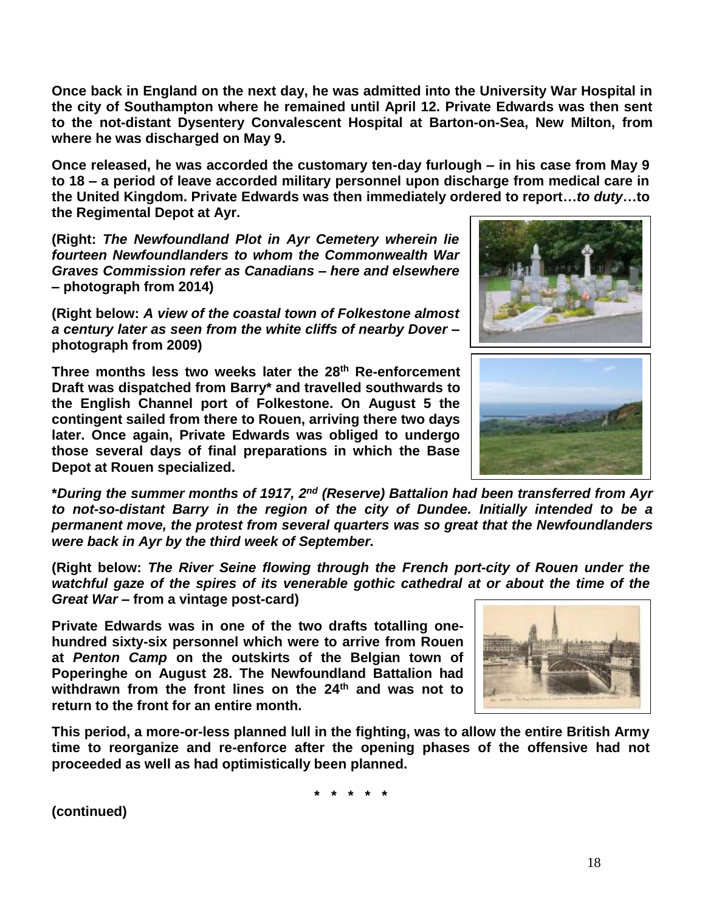**Once back in England on the next day, he was admitted into the University War Hospital in the city of Southampton where he remained until April 12. Private Edwards was then sent to the not-distant Dysentery Convalescent Hospital at Barton-on-Sea, New Milton, from where he was discharged on May 9.**

**Once released, he was accorded the customary ten-day furlough – in his case from May 9 to 18 – a period of leave accorded military personnel upon discharge from medical care in the United Kingdom. Private Edwards was then immediately ordered to report…*to duty*…to the Regimental Depot at Ayr.**

**(Right: *The Newfoundland Plot in Ayr Cemetery wherein lie fourteen Newfoundlanders to whom the Commonwealth War Graves Commission refer as Canadians – here and elsewhere* – photograph from 2014)**

**(Right below: *A view of the coastal town of Folkestone almost a century later as seen from the white cliffs of nearby Dover* – photograph from 2009)**

**Three months less two weeks later the 28th Re-enforcement Draft was dispatched from Barry* and travelled southwards to the English Channel port of Folkestone. On August 5 the contingent sailed from there to Rouen, arriving there two days later. Once again, Private Edwards was obliged to undergo those several days of final preparations in which the Base Depot at Rouen specialized.**

***During the summer months of 1917, 2nd (Reserve) Battalion had been transferred from Ayr to not-so-distant Barry in the region of the city of Dundee. Initially intended to be a permanent move, the protest from several quarters was so great that the Newfoundlanders were back in Ayr by the third week of September.***

**(Right below: *The River Seine flowing through the French port-city of Rouen under the watchful gaze of the spires of its venerable gothic cathedral at or about the time of the Great War* – from a vintage post-card)**

**Private Edwards was in one of the two drafts totalling one-hundred sixty-six personnel which were to arrive from Rouen at *Penton Camp* on the outskirts of the Belgian town of Poperinghe on August 28. The Newfoundland Battalion had withdrawn from the front lines on the 24th and was not to return to the front for an entire month.**

**This period, a more-or-less planned lull in the fighting, was to allow the entire British Army time to reorganize and re-enforce after the opening phases of the offensive had not proceeded as well as had optimistically been planned.**

**\* \* \* \* \***

**(continued)**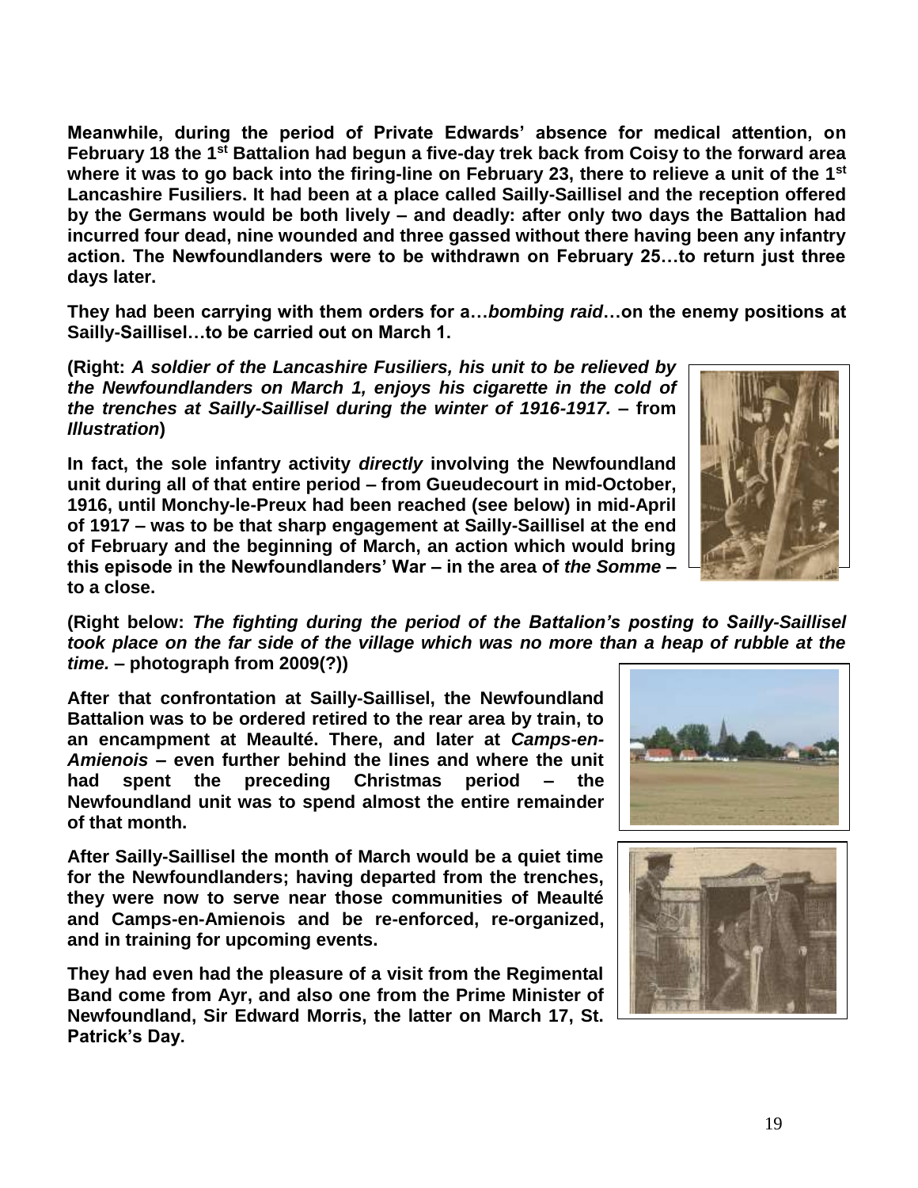**Meanwhile, during the period of Private Edwards' absence for medical attention, on February 18 the 1st Battalion had begun a five-day trek back from Coisy to the forward area where it was to go back into the firing-line on February 23, there to relieve a unit of the 1st Lancashire Fusiliers. It had been at a place called Sailly-Saillisel and the reception offered by the Germans would be both lively – and deadly: after only two days the Battalion had incurred four dead, nine wounded and three gassed without there having been any infantry action. The Newfoundlanders were to be withdrawn on February 25…to return just three days later.**

**They had been carrying with them orders for a…*bombing raid*…on the enemy positions at Sailly-Saillisel…to be carried out on March 1.**

**(Right: *A soldier of the Lancashire Fusiliers, his unit to be relieved by the Newfoundlanders on March 1, enjoys his cigarette in the cold of the trenches at Sailly-Saillisel during the winter of 1916-1917.* – from *Illustration*)**

**In fact, the sole infantry activity *directly* involving the Newfoundland unit during all of that entire period – from Gueudecourt in mid-October, 1916, until Monchy-le-Preux had been reached (see below) in mid-April of 1917 – was to be that sharp engagement at Sailly-Saillisel at the end of February and the beginning of March, an action which would bring this episode in the Newfoundlanders' War – in the area of *the Somme* – to a close.**

**(Right below: *The fighting during the period of the Battalion's posting to Sailly-Saillisel took place on the far side of the village which was no more than a heap of rubble at the time.* – photograph from 2009(?))**

**After that confrontation at Sailly-Saillisel, the Newfoundland Battalion was to be ordered retired to the rear area by train, to an encampment at Meaulté. There, and later at *Camps-en-Amienois* – even further behind the lines and where the unit had spent the preceding Christmas period – the Newfoundland unit was to spend almost the entire remainder of that month.**

**After Sailly-Saillisel the month of March would be a quiet time for the Newfoundlanders; having departed from the trenches, they were now to serve near those communities of Meaulté and Camps-en-Amienois and be re-enforced, re-organized, and in training for upcoming events.**

**They had even had the pleasure of a visit from the Regimental Band come from Ayr, and also one from the Prime Minister of Newfoundland, Sir Edward Morris, the latter on March 17, St. Patrick's Day.**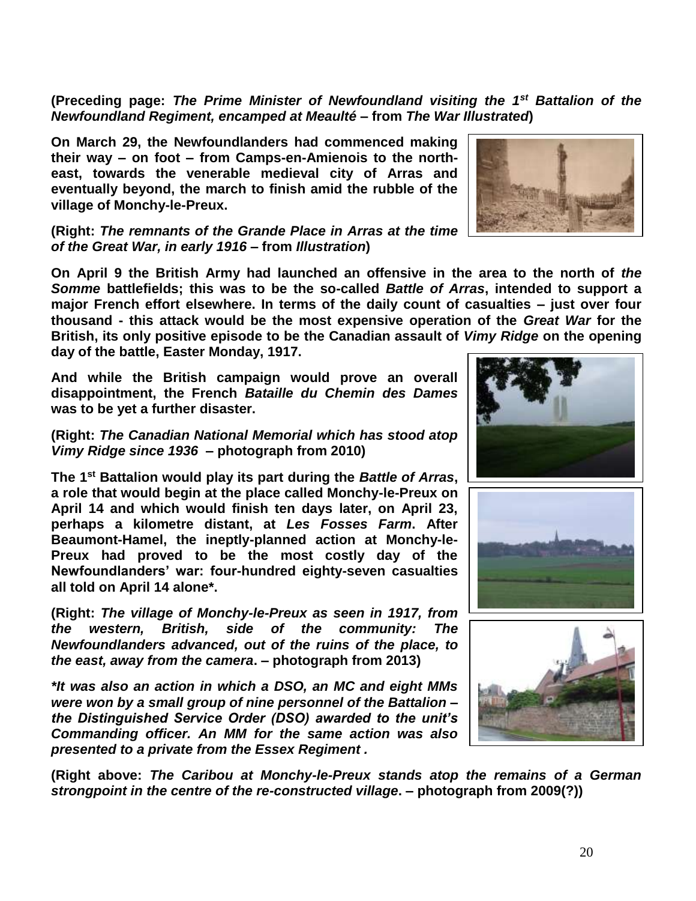**(Preceding page: *The Prime Minister of Newfoundland visiting the 1st Battalion of the Newfoundland Regiment, encamped at Meaulté* – from *The War Illustrated*)**

**On March 29, the Newfoundlanders had commenced making their way – on foot – from Camps-en-Amienois to the north-east, towards the venerable medieval city of Arras and eventually beyond, the march to finish amid the rubble of the village of Monchy-le-Preux.**

**(Right: *The remnants of the Grande Place in Arras at the time of the Great War, in early 1916* – from *Illustration*)**

**On April 9 the British Army had launched an offensive in the area to the north of *the Somme* battlefields; this was to be the so-called *Battle of Arras*, intended to support a major French effort elsewhere. In terms of the daily count of casualties – just over four thousand - this attack would be the most expensive operation of the *Great War* for the British, its only positive episode to be the Canadian assault of *Vimy Ridge* on the opening day of the battle, Easter Monday, 1917.**

**And while the British campaign would prove an overall disappointment, the French *Bataille du Chemin des Dames* was to be yet a further disaster.**

**(Right: *The Canadian National Memorial which has stood atop Vimy Ridge since 1936* – photograph from 2010)**

**The 1st Battalion would play its part during the *Battle of Arras*, a role that would begin at the place called Monchy-le-Preux on April 14 and which would finish ten days later, on April 23, perhaps a kilometre distant, at *Les Fosses Farm*. After Beaumont-Hamel, the ineptly-planned action at Monchy-le-Preux had proved to be the most costly day of the Newfoundlanders' war: four-hundred eighty-seven casualties all told on April 14 alone\*.**

**(Right: *The village of Monchy-le-Preux as seen in 1917, from the western, British, side of the community: The Newfoundlanders advanced, out of the ruins of the place, to the east, away from the camera*. – photograph from 2013)**

***\*It was also an action in which a DSO, an MC and eight MMs were won by a small group of nine personnel of the Battalion – the Distinguished Service Order (DSO) awarded to the unit's Commanding officer. An MM for the same action was also presented to a private from the Essex Regiment .***

**(Right above: *The Caribou at Monchy-le-Preux stands atop the remains of a German strongpoint in the centre of the re-constructed village*. – photograph from 2009(?))**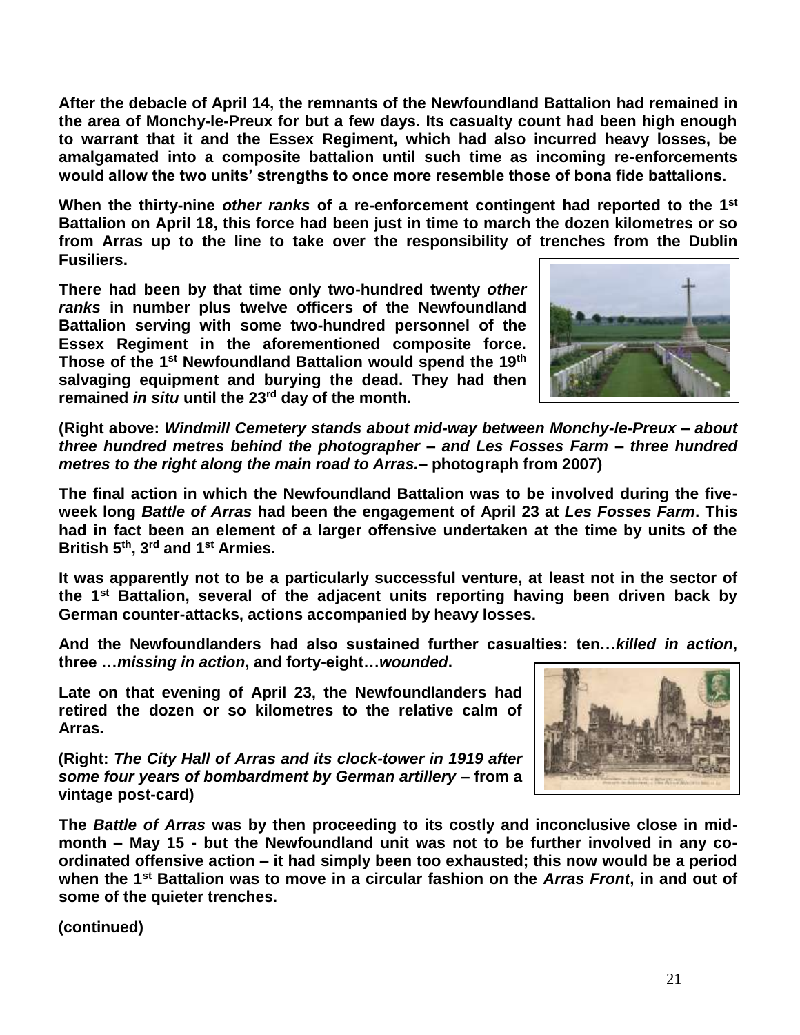**After the debacle of April 14, the remnants of the Newfoundland Battalion had remained in the area of Monchy-le-Preux for but a few days. Its casualty count had been high enough to warrant that it and the Essex Regiment, which had also incurred heavy losses, be amalgamated into a composite battalion until such time as incoming re-enforcements would allow the two units' strengths to once more resemble those of bona fide battalions.**

**When the thirty-nine *other ranks* of a re-enforcement contingent had reported to the 1st Battalion on April 18, this force had been just in time to march the dozen kilometres or so from Arras up to the line to take over the responsibility of trenches from the Dublin Fusiliers.**

**There had been by that time only two-hundred twenty *other ranks* in number plus twelve officers of the Newfoundland Battalion serving with some two-hundred personnel of the Essex Regiment in the aforementioned composite force. Those of the 1st Newfoundland Battalion would spend the 19th salvaging equipment and burying the dead. They had then remained *in situ* until the 23rd day of the month.**

**(Right above: *Windmill Cemetery stands about mid-way between Monchy-le-Preux – about three hundred metres behind the photographer – and Les Fosses Farm – three hundred metres to the right along the main road to Arras.*– photograph from 2007)**

**The final action in which the Newfoundland Battalion was to be involved during the five-week long *Battle of Arras* had been the engagement of April 23 at *Les Fosses Farm*. This had in fact been an element of a larger offensive undertaken at the time by units of the British 5th, 3rd and 1st Armies.**

**It was apparently not to be a particularly successful venture, at least not in the sector of the 1st Battalion, several of the adjacent units reporting having been driven back by German counter-attacks, actions accompanied by heavy losses.**

**And the Newfoundlanders had also sustained further casualties: ten…*killed in action*, three …*missing in action*, and forty-eight…*wounded*.**

**Late on that evening of April 23, the Newfoundlanders had retired the dozen or so kilometres to the relative calm of Arras.**

**(Right: *The City Hall of Arras and its clock-tower in 1919 after some four years of bombardment by German artillery* – from a vintage post-card)**

**The *Battle of Arras* was by then proceeding to its costly and inconclusive close in mid-month – May 15 - but the Newfoundland unit was not to be further involved in any co-ordinated offensive action – it had simply been too exhausted; this now would be a period when the 1st Battalion was to move in a circular fashion on the *Arras Front*, in and out of some of the quieter trenches.**

**(continued)**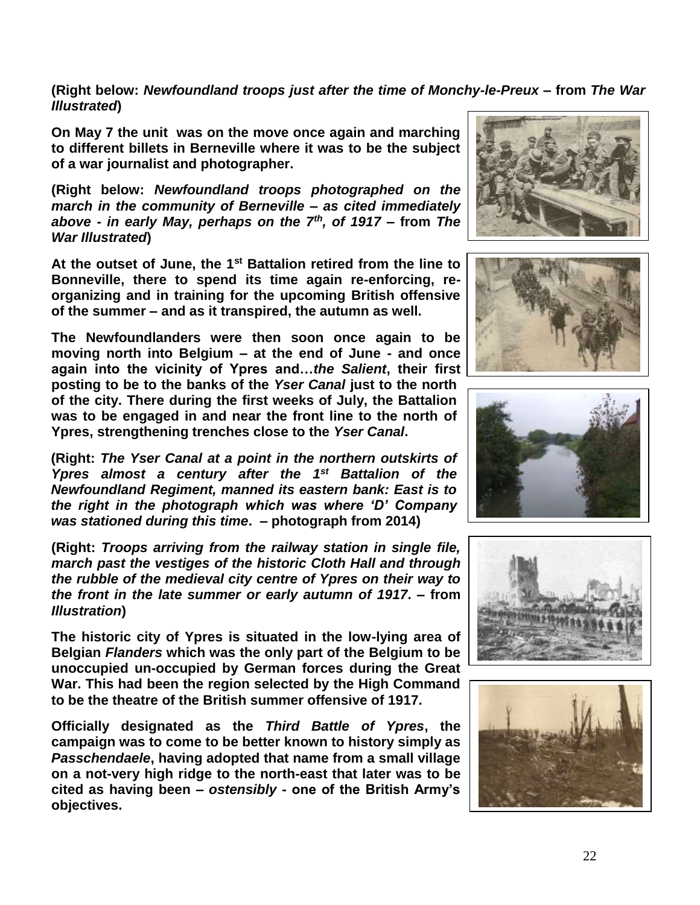**(Right below: *Newfoundland troops just after the time of Monchy-le-Preux* – from *The War Illustrated*)**

**On May 7 the unit was on the move once again and marching to different billets in Berneville where it was to be the subject of a war journalist and photographer.**

**(Right below: *Newfoundland troops photographed on the march in the community of Berneville – as cited immediately above - in early May, perhaps on the 7th, of 1917* – from *The War Illustrated*)**

**At the outset of June, the 1st Battalion retired from the line to Bonneville, there to spend its time again re-enforcing, re-organizing and in training for the upcoming British offensive of the summer – and as it transpired, the autumn as well.**

**The Newfoundlanders were then soon once again to be moving north into Belgium – at the end of June - and once again into the vicinity of Ypres and…*the Salient*, their first posting to be to the banks of the *Yser Canal* just to the north of the city. There during the first weeks of July, the Battalion was to be engaged in and near the front line to the north of Ypres, strengthening trenches close to the *Yser Canal*.**

**(Right: *The Yser Canal at a point in the northern outskirts of Ypres almost a century after the 1st Battalion of the Newfoundland Regiment, manned its eastern bank: East is to the right in the photograph which was where 'D' Company was stationed during this time*. – photograph from 2014)**

**(Right: *Troops arriving from the railway station in single file, march past the vestiges of the historic Cloth Hall and through the rubble of the medieval city centre of Ypres on their way to the front in the late summer or early autumn of 1917*. – from *Illustration*)**

**The historic city of Ypres is situated in the low-lying area of Belgian *Flanders* which was the only part of the Belgium to be unoccupied un-occupied by German forces during the Great War. This had been the region selected by the High Command to be the theatre of the British summer offensive of 1917.**

**Officially designated as the *Third Battle of Ypres*, the campaign was to come to be better known to history simply as *Passchendaele*, having adopted that name from a small village on a not-very high ridge to the north-east that later was to be cited as having been – *ostensibly* - one of the British Army's objectives.**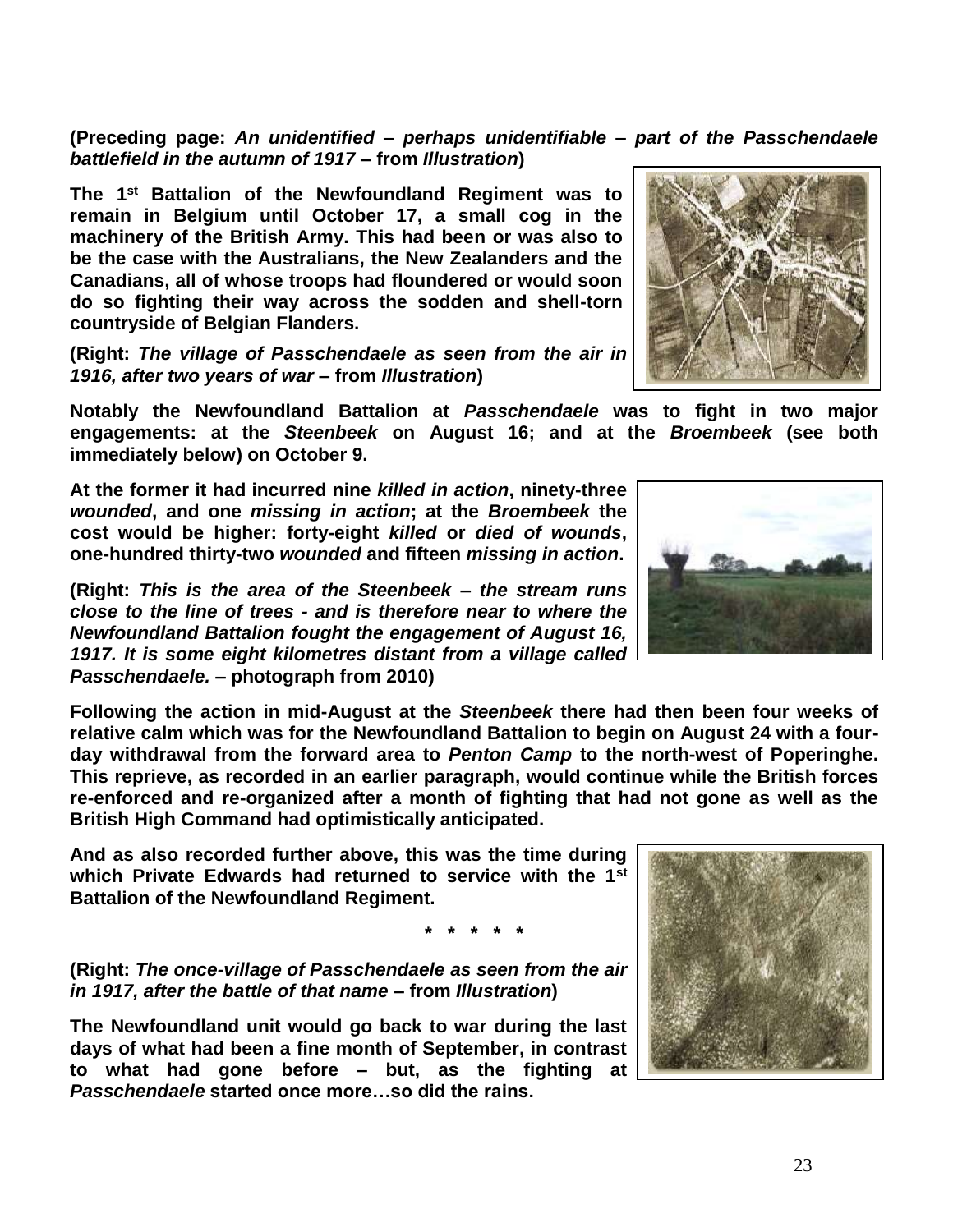**(Preceding page: *An unidentified – perhaps unidentifiable – part of the Passchendaele battlefield in the autumn of 1917* – from *Illustration*)**

**The 1st Battalion of the Newfoundland Regiment was to remain in Belgium until October 17, a small cog in the machinery of the British Army. This had been or was also to be the case with the Australians, the New Zealanders and the Canadians, all of whose troops had floundered or would soon do so fighting their way across the sodden and shell-torn countryside of Belgian Flanders.**

**(Right: *The village of Passchendaele as seen from the air in 1916, after two years of war* – from *Illustration*)**

**Notably the Newfoundland Battalion at *Passchendaele* was to fight in two major engagements: at the *Steenbeek* on August 16; and at the *Broembeek* (see both immediately below) on October 9.**

**At the former it had incurred nine *killed in action*, ninety-three *wounded*, and one *missing in action*; at the *Broembeek* the cost would be higher: forty-eight *killed* or *died of wounds*, one-hundred thirty-two *wounded* and fifteen *missing in action*.**

**(Right: *This is the area of the Steenbeek – the stream runs close to the line of trees - and is therefore near to where the Newfoundland Battalion fought the engagement of August 16, 1917. It is some eight kilometres distant from a village called Passchendaele.* – photograph from 2010)**

**Following the action in mid-August at the *Steenbeek* there had then been four weeks of relative calm which was for the Newfoundland Battalion to begin on August 24 with a four-day withdrawal from the forward area to *Penton Camp* to the north-west of Poperinghe. This reprieve, as recorded in an earlier paragraph, would continue while the British forces re-enforced and re-organized after a month of fighting that had not gone as well as the British High Command had optimistically anticipated.**

**And as also recorded further above, this was the time during which Private Edwards had returned to service with the 1st Battalion of the Newfoundland Regiment.**

**\* \* \* \* \***

**(Right: *The once-village of Passchendaele as seen from the air in 1917, after the battle of that name* – from *Illustration*)**

**The Newfoundland unit would go back to war during the last days of what had been a fine month of September, in contrast to what had gone before – but, as the fighting at *Passchendaele* started once more…so did the rains.**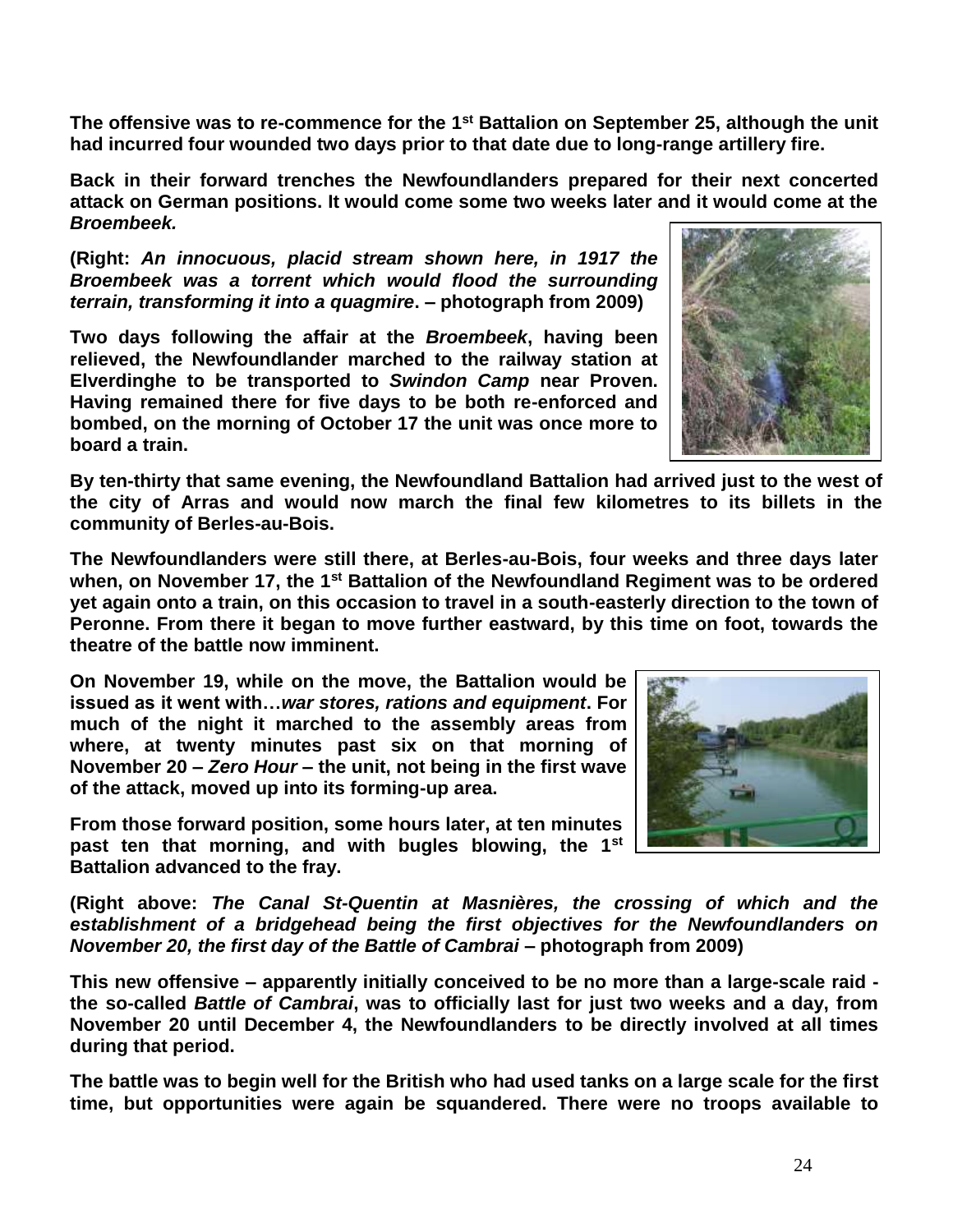**The offensive was to re-commence for the 1st Battalion on September 25, although the unit had incurred four wounded two days prior to that date due to long-range artillery fire.**

**Back in their forward trenches the Newfoundlanders prepared for their next concerted attack on German positions. It would come some two weeks later and it would come at the *Broembeek.***

**(Right: *An innocuous, placid stream shown here, in 1917 the Broembeek was a torrent which would flood the surrounding terrain, transforming it into a quagmire*. – photograph from 2009)**

**Two days following the affair at the *Broembeek*, having been relieved, the Newfoundlander marched to the railway station at Elverdinghe to be transported to *Swindon Camp* near Proven. Having remained there for five days to be both re-enforced and bombed, on the morning of October 17 the unit was once more to board a train.**

**By ten-thirty that same evening, the Newfoundland Battalion had arrived just to the west of the city of Arras and would now march the final few kilometres to its billets in the community of Berles-au-Bois.**

**The Newfoundlanders were still there, at Berles-au-Bois, four weeks and three days later when, on November 17, the 1st Battalion of the Newfoundland Regiment was to be ordered yet again onto a train, on this occasion to travel in a south-easterly direction to the town of Peronne. From there it began to move further eastward, by this time on foot, towards the theatre of the battle now imminent.**

**On November 19, while on the move, the Battalion would be issued as it went with…*war stores, rations and equipment*. For much of the night it marched to the assembly areas from where, at twenty minutes past six on that morning of November 20 – *Zero Hour* – the unit, not being in the first wave of the attack, moved up into its forming-up area.**

**From those forward position, some hours later, at ten minutes past ten that morning, and with bugles blowing, the 1st Battalion advanced to the fray.**

**(Right above: *The Canal St-Quentin at Masnières, the crossing of which and the establishment of a bridgehead being the first objectives for the Newfoundlanders on November 20, the first day of the Battle of Cambrai* – photograph from 2009)**

**This new offensive – apparently initially conceived to be no more than a large-scale raid - the so-called *Battle of Cambrai*, was to officially last for just two weeks and a day, from November 20 until December 4, the Newfoundlanders to be directly involved at all times during that period.**

**The battle was to begin well for the British who had used tanks on a large scale for the first time, but opportunities were again be squandered. There were no troops available to**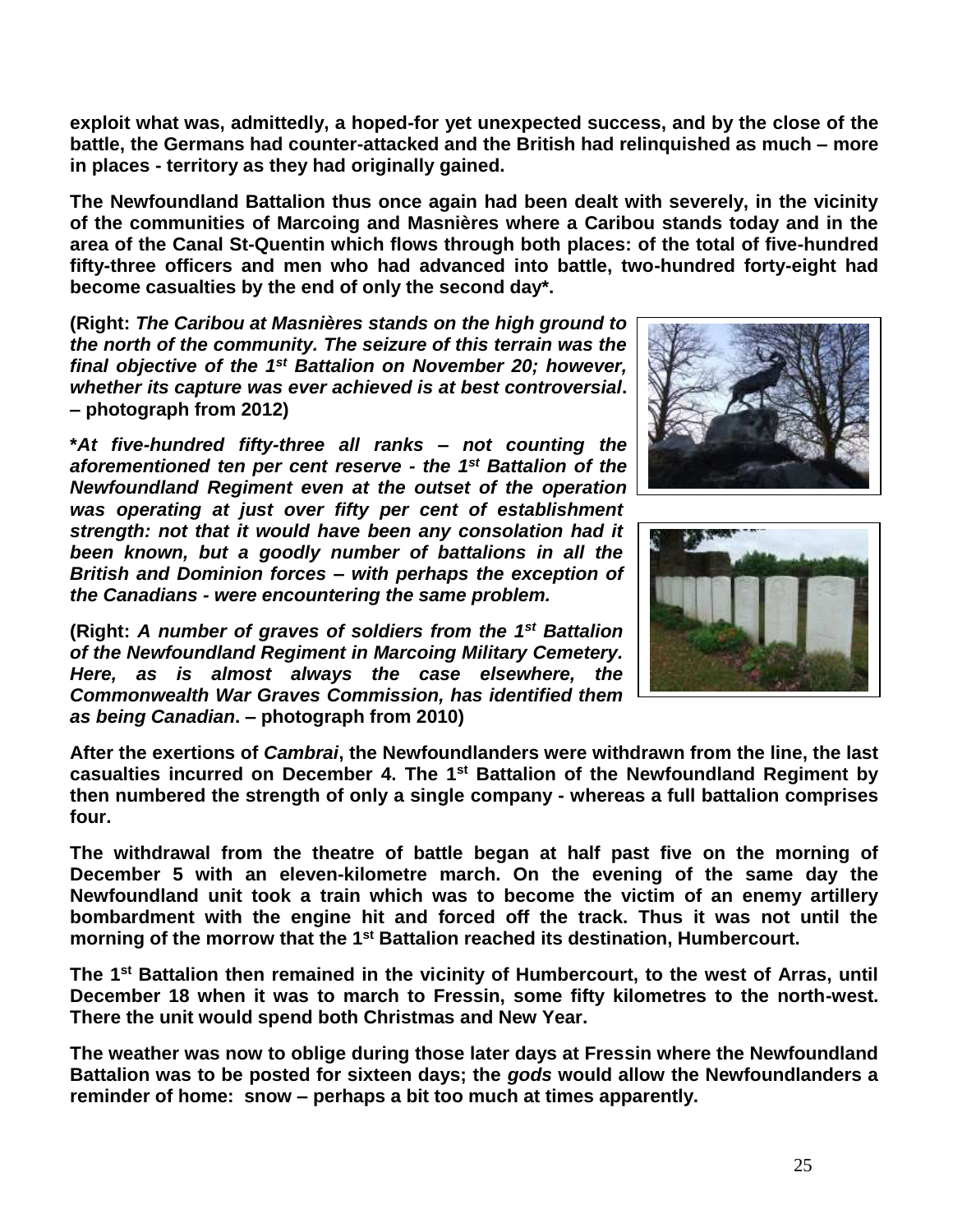**exploit what was, admittedly, a hoped-for yet unexpected success, and by the close of the battle, the Germans had counter-attacked and the British had relinquished as much – more in places - territory as they had originally gained.**

**The Newfoundland Battalion thus once again had been dealt with severely, in the vicinity of the communities of Marcoing and Masnières where a Caribou stands today and in the area of the Canal St-Quentin which flows through both places: of the total of five-hundred fifty-three officers and men who had advanced into battle, two-hundred forty-eight had become casualties by the end of only the second day*.**

**(Right: *The Caribou at Masnières stands on the high ground to the north of the community. The seizure of this terrain was the final objective of the 1st Battalion on November 20; however, whether its capture was ever achieved is at best controversial*. – photograph from 2012)**

***At five-hundred fifty-three all ranks – not counting the aforementioned ten per cent reserve - the 1st Battalion of the Newfoundland Regiment even at the outset of the operation was operating at just over fifty per cent of establishment strength: not that it would have been any consolation had it been known, but a goodly number of battalions in all the British and Dominion forces – with perhaps the exception of the Canadians - were encountering the same problem.***

**(Right: *A number of graves of soldiers from the 1st Battalion of the Newfoundland Regiment in Marcoing Military Cemetery. Here, as is almost always the case elsewhere, the Commonwealth War Graves Commission, has identified them as being Canadian*. – photograph from 2010)**

**After the exertions of *Cambrai*, the Newfoundlanders were withdrawn from the line, the last casualties incurred on December 4. The 1st Battalion of the Newfoundland Regiment by then numbered the strength of only a single company - whereas a full battalion comprises four.**

**The withdrawal from the theatre of battle began at half past five on the morning of December 5 with an eleven-kilometre march. On the evening of the same day the Newfoundland unit took a train which was to become the victim of an enemy artillery bombardment with the engine hit and forced off the track. Thus it was not until the morning of the morrow that the 1st Battalion reached its destination, Humbercourt.**

**The 1st Battalion then remained in the vicinity of Humbercourt, to the west of Arras, until December 18 when it was to march to Fressin, some fifty kilometres to the north-west. There the unit would spend both Christmas and New Year.**

**The weather was now to oblige during those later days at Fressin where the Newfoundland Battalion was to be posted for sixteen days; the *gods* would allow the Newfoundlanders a reminder of home: snow – perhaps a bit too much at times apparently.**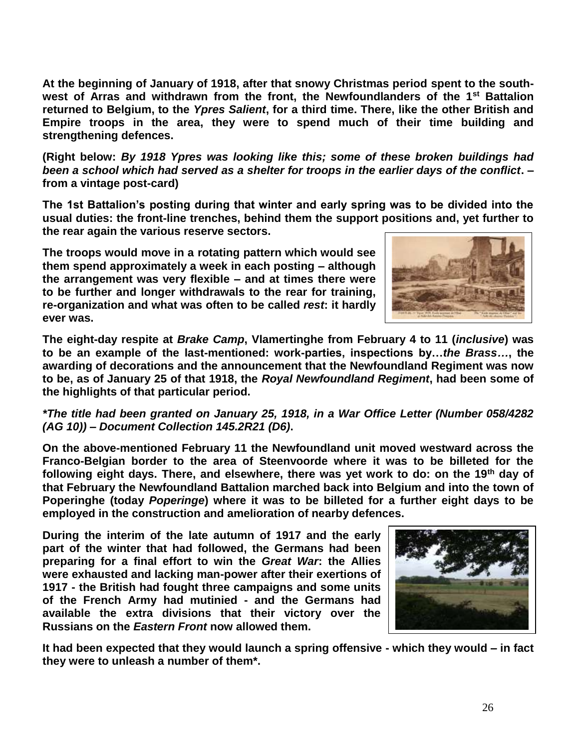**At the beginning of January of 1918, after that snowy Christmas period spent to the south-west of Arras and withdrawn from the front, the Newfoundlanders of the 1st Battalion returned to Belgium, to the *Ypres Salient*, for a third time. There, like the other British and Empire troops in the area, they were to spend much of their time building and strengthening defences.**

**(Right below: *By 1918 Ypres was looking like this; some of these broken buildings had been a school which had served as a shelter for troops in the earlier days of the conflict*. – from a vintage post-card)**

**The 1st Battalion's posting during that winter and early spring was to be divided into the usual duties: the front-line trenches, behind them the support positions and, yet further to the rear again the various reserve sectors.**

**The troops would move in a rotating pattern which would see them spend approximately a week in each posting – although the arrangement was very flexible – and at times there were to be further and longer withdrawals to the rear for training, re-organization and what was often to be called *rest*: it hardly ever was.**

**The eight-day respite at *Brake Camp*, Vlamertinghe from February 4 to 11 (*inclusive*) was to be an example of the last-mentioned: work-parties, inspections by…*the Brass…*, the awarding of decorations and the announcement that the Newfoundland Regiment was now to be, as of January 25 of that 1918, the *Royal Newfoundland Regiment*, had been some of the highlights of that particular period.**

***\*The title had been granted on January 25, 1918, in a War Office Letter (Number 058/4282 (AG 10)) – Document Collection 145.2R21 (D6).***

**On the above-mentioned February 11 the Newfoundland unit moved westward across the Franco-Belgian border to the area of Steenvoorde where it was to be billeted for the following eight days. There, and elsewhere, there was yet work to do: on the 19th day of that February the Newfoundland Battalion marched back into Belgium and into the town of Poperinghe (today *Poperinge*) where it was to be billeted for a further eight days to be employed in the construction and amelioration of nearby defences.**

**During the interim of the late autumn of 1917 and the early part of the winter that had followed, the Germans had been preparing for a final effort to win the *Great War*: the Allies were exhausted and lacking man-power after their exertions of 1917 - the British had fought three campaigns and some units of the French Army had mutinied - and the Germans had available the extra divisions that their victory over the Russians on the *Eastern Front* now allowed them.**

**It had been expected that they would launch a spring offensive - which they would – in fact they were to unleash a number of them\*.**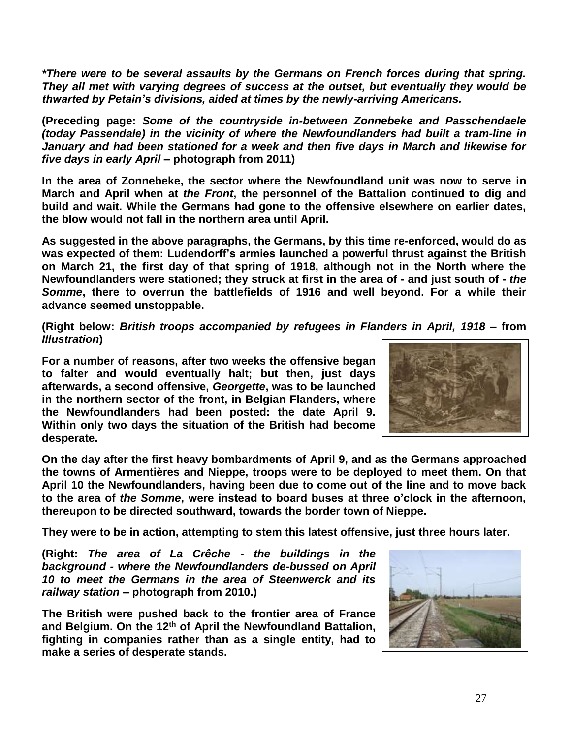***There were to be several assaults by the Germans on French forces during that spring. They all met with varying degrees of success at the outset, but eventually they would be thwarted by Petain's divisions, aided at times by the newly-arriving Americans.***

**(Preceding page: *Some of the countryside in-between Zonnebeke and Passchendaele (today Passendale) in the vicinity of where the Newfoundlanders had built a tram-line in January and had been stationed for a week and then five days in March and likewise for five days in early April* – photograph from 2011)**

**In the area of Zonnebeke, the sector where the Newfoundland unit was now to serve in March and April when at *the Front*, the personnel of the Battalion continued to dig and build and wait. While the Germans had gone to the offensive elsewhere on earlier dates, the blow would not fall in the northern area until April.**

**As suggested in the above paragraphs, the Germans, by this time re-enforced, would do as was expected of them: Ludendorff's armies launched a powerful thrust against the British on March 21, the first day of that spring of 1918, although not in the North where the Newfoundlanders were stationed; they struck at first in the area of - and just south of - *the Somme*, there to overrun the battlefields of 1916 and well beyond. For a while their advance seemed unstoppable.**

**(Right below: *British troops accompanied by refugees in Flanders in April, 1918* – from *Illustration*)**

**For a number of reasons, after two weeks the offensive began to falter and would eventually halt; but then, just days afterwards, a second offensive, *Georgette*, was to be launched in the northern sector of the front, in Belgian Flanders, where the Newfoundlanders had been posted: the date April 9. Within only two days the situation of the British had become desperate.**

**On the day after the first heavy bombardments of April 9, and as the Germans approached the towns of Armentières and Nieppe, troops were to be deployed to meet them. On that April 10 the Newfoundlanders, having been due to come out of the line and to move back to the area of *the Somme*, were instead to board buses at three o'clock in the afternoon, thereupon to be directed southward, towards the border town of Nieppe.**

**They were to be in action, attempting to stem this latest offensive, just three hours later.**

**(Right: *The area of La Crêche - the buildings in the background - where the Newfoundlanders de-bussed on April 10 to meet the Germans in the area of Steenwerck and its railway station* – photograph from 2010.)**

**The British were pushed back to the frontier area of France and Belgium. On the 12th of April the Newfoundland Battalion, fighting in companies rather than as a single entity, had to make a series of desperate stands.**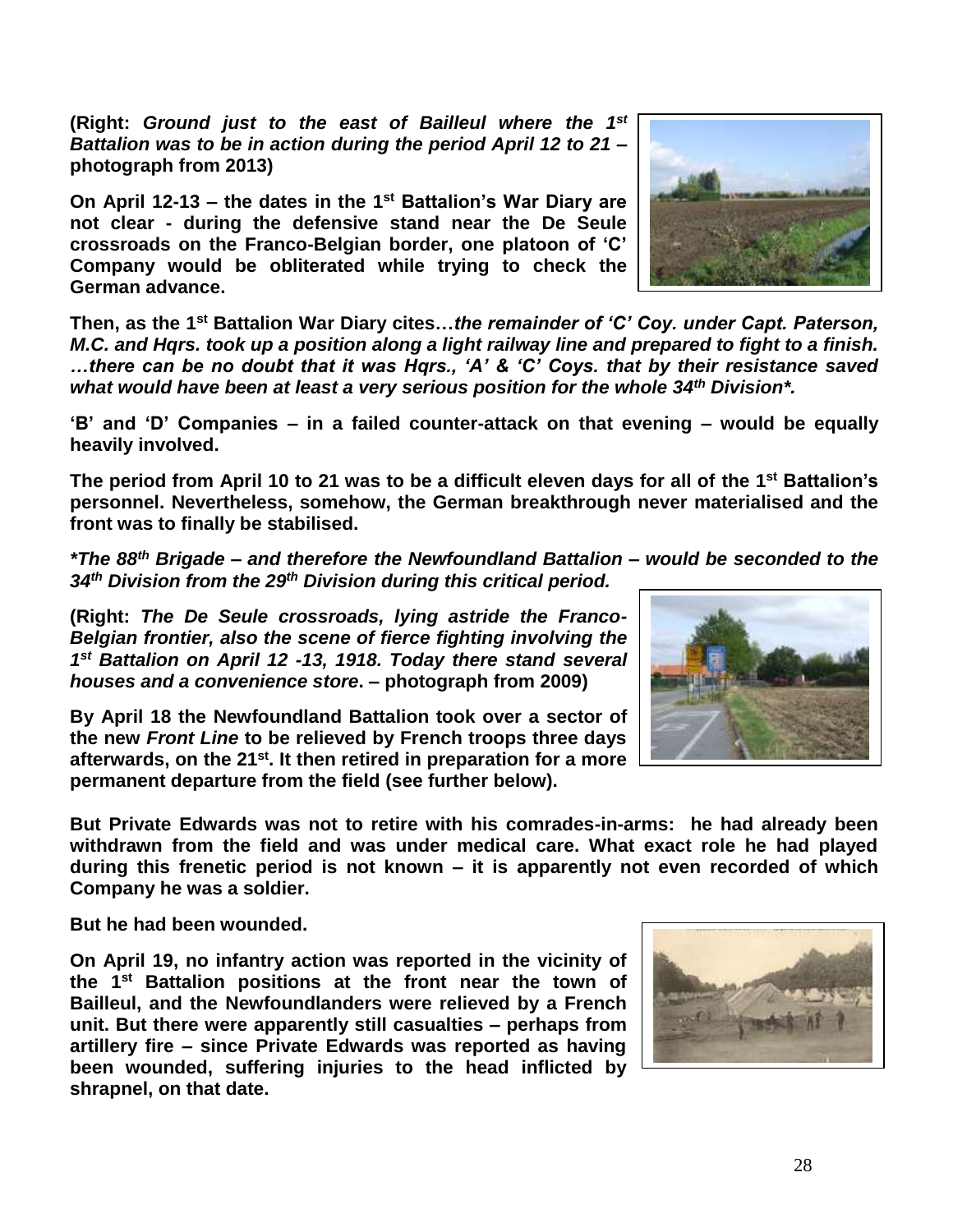**(Right:** ***Ground just to the east of Bailleul where the 1st Battalion was to be in action during the period April 12 to 21*** **– photograph from 2013)**

**On April 12-13 – the dates in the 1st Battalion's War Diary are not clear - during the defensive stand near the De Seule crossroads on the Franco-Belgian border, one platoon of 'C' Company would be obliterated while trying to check the German advance.**

**Then, as the 1st Battalion War Diary cites…*the remainder of 'C' Coy. under Capt. Paterson, M.C. and Hqrs. took up a position along a light railway line and prepared to fight to a finish. …there can be no doubt that it was Hqrs., 'A' & 'C' Coys. that by their resistance saved what would have been at least a very serious position for the whole 34th Division\*.***

**'B' and 'D' Companies – in a failed counter-attack on that evening – would be equally heavily involved.**

**The period from April 10 to 21 was to be a difficult eleven days for all of the 1st Battalion's personnel. Nevertheless, somehow, the German breakthrough never materialised and the front was to finally be stabilised.**

***\*The 88th Brigade – and therefore the Newfoundland Battalion – would be seconded to the 34th Division from the 29th Division during this critical period.***

**(Right:** ***The De Seule crossroads, lying astride the Franco-Belgian frontier, also the scene of fierce fighting involving the 1st Battalion on April 12 -13, 1918. Today there stand several houses and a convenience store*****. – photograph from 2009)**

**By April 18 the Newfoundland Battalion took over a sector of the new *Front Line* to be relieved by French troops three days afterwards, on the 21st. It then retired in preparation for a more permanent departure from the field (see further below).**

**But Private Edwards was not to retire with his comrades-in-arms: he had already been withdrawn from the field and was under medical care. What exact role he had played during this frenetic period is not known – it is apparently not even recorded of which Company he was a soldier.**

**But he had been wounded.**

**On April 19, no infantry action was reported in the vicinity of the 1st Battalion positions at the front near the town of Bailleul, and the Newfoundlanders were relieved by a French unit. But there were apparently still casualties – perhaps from artillery fire – since Private Edwards was reported as having been wounded, suffering injuries to the head inflicted by shrapnel, on that date.**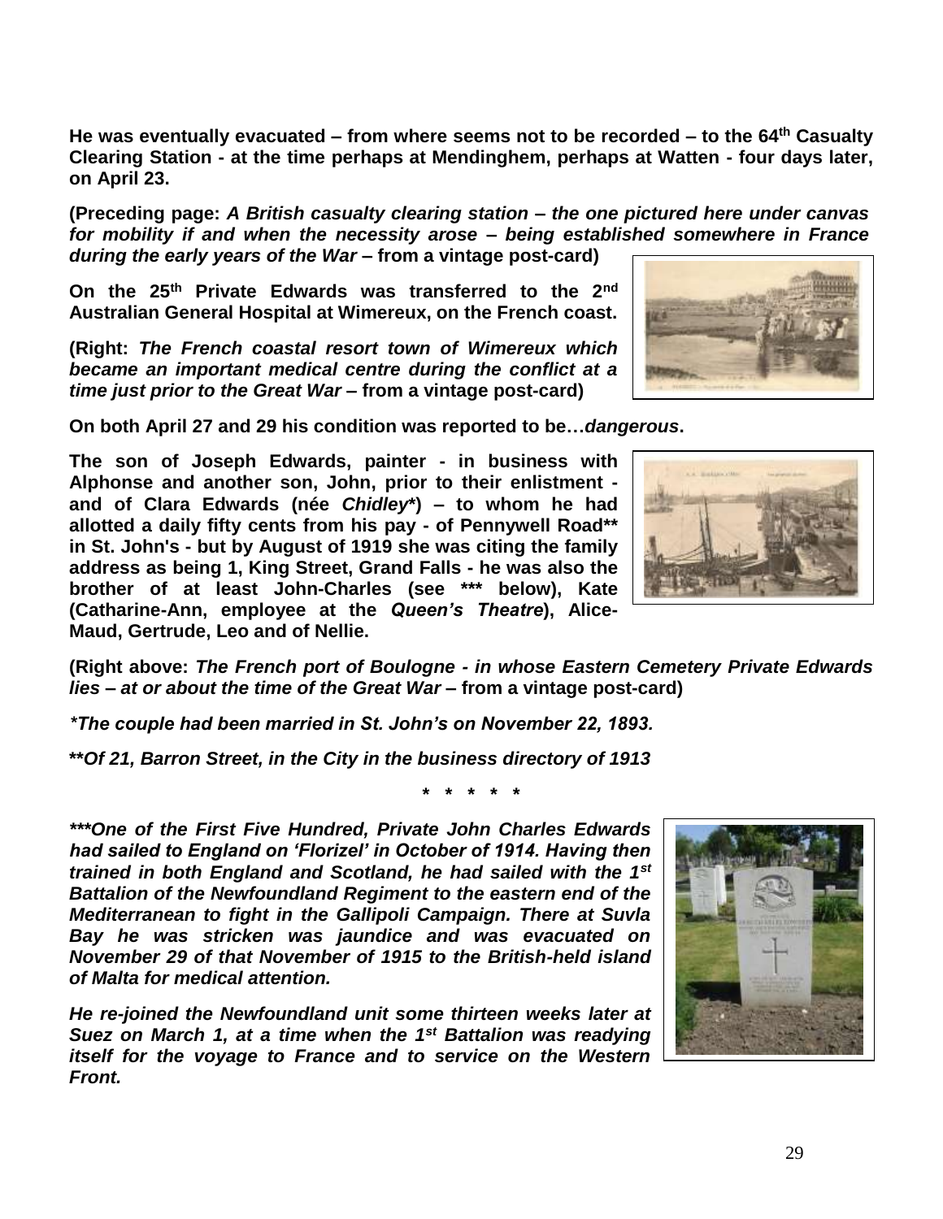**He was eventually evacuated – from where seems not to be recorded – to the 64th Casualty Clearing Station - at the time perhaps at Mendinghem, perhaps at Watten - four days later, on April 23.**

**(Preceding page:** ***A British casualty clearing station – the one pictured here under canvas for mobility if and when the necessity arose – being established somewhere in France during the early years of the War*** **– from a vintage post-card)**

**On the 25th Private Edwards was transferred to the 2nd Australian General Hospital at Wimereux, on the French coast.**

**(Right:** ***The French coastal resort town of Wimereux which became an important medical centre during the conflict at a time just prior to the Great War*** **– from a vintage post-card)**

**On both April 27 and 29 his condition was reported to be…*dangerous*.**

**The son of Joseph Edwards, painter - in business with Alphonse and another son, John, prior to their enlistment - and of Clara Edwards (née *Chidley\**) – to whom he had allotted a daily fifty cents from his pay - of Pennywell Road\*\* in St. John's - but by August of 1919 she was citing the family address as being 1, King Street, Grand Falls - he was also the brother of at least John-Charles (see \*\*\* below), Kate (Catharine-Ann, employee at the *Queen's Theatre*), Alice-Maud, Gertrude, Leo and of Nellie.**

**(Right above:** ***The French port of Boulogne - in whose Eastern Cemetery Private Edwards lies – at or about the time of the Great War*** **– from a vintage post-card)**

***\*The couple had been married in St. John's on November 22, 1893.***

***\*\*Of 21, Barron Street, in the City in the business directory of 1913***

**\* \* \* \* \***

***\*\*\*One of the First Five Hundred, Private John Charles Edwards had sailed to England on 'Florizel' in October of 1914. Having then trained in both England and Scotland, he had sailed with the 1st Battalion of the Newfoundland Regiment to the eastern end of the Mediterranean to fight in the Gallipoli Campaign. There at Suvla Bay he was stricken was jaundice and was evacuated on November 29 of that November of 1915 to the British-held island of Malta for medical attention.***

***He re-joined the Newfoundland unit some thirteen weeks later at Suez on March 1, at a time when the 1st Battalion was readying itself for the voyage to France and to service on the Western Front.***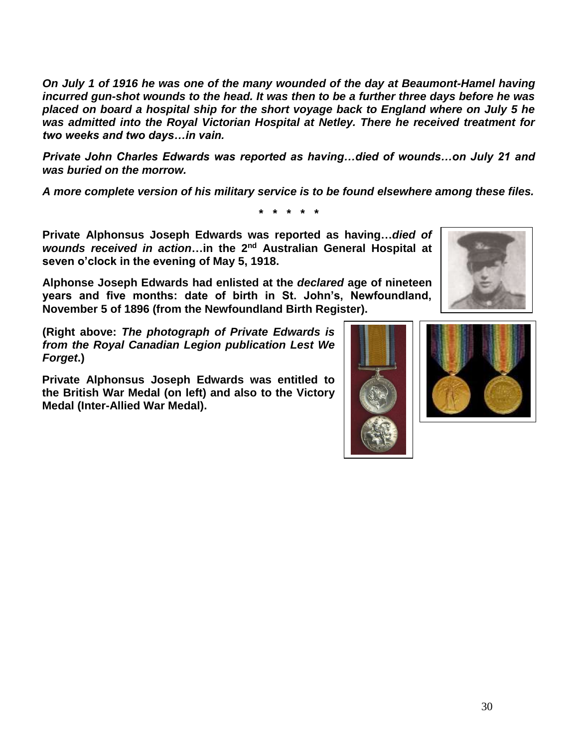***On July 1 of 1916 he was one of the many wounded of the day at Beaumont-Hamel having incurred gun-shot wounds to the head. It was then to be a further three days before he was placed on board a hospital ship for the short voyage back to England where on July 5 he was admitted into the Royal Victorian Hospital at Netley. There he received treatment for two weeks and two days…in vain.***

***Private John Charles Edwards was reported as having…died of wounds…on July 21 and was buried on the morrow.***

***A more complete version of his military service is to be found elsewhere among these files.***

\* \* \* \* \*

**Private Alphonsus Joseph Edwards was reported as having…*died of wounds received in action*…in the 2nd Australian General Hospital at seven o'clock in the evening of May 5, 1918.**

**Alphonse Joseph Edwards had enlisted at the *declared* age of nineteen years and five months: date of birth in St. John's, Newfoundland, November 5 of 1896 (from the Newfoundland Birth Register).**

**(Right above: *The photograph of Private Edwards is from the Royal Canadian Legion publication Lest We Forget*.)**

**Private Alphonsus Joseph Edwards was entitled to the British War Medal (on left) and also to the Victory Medal (Inter-Allied War Medal).**